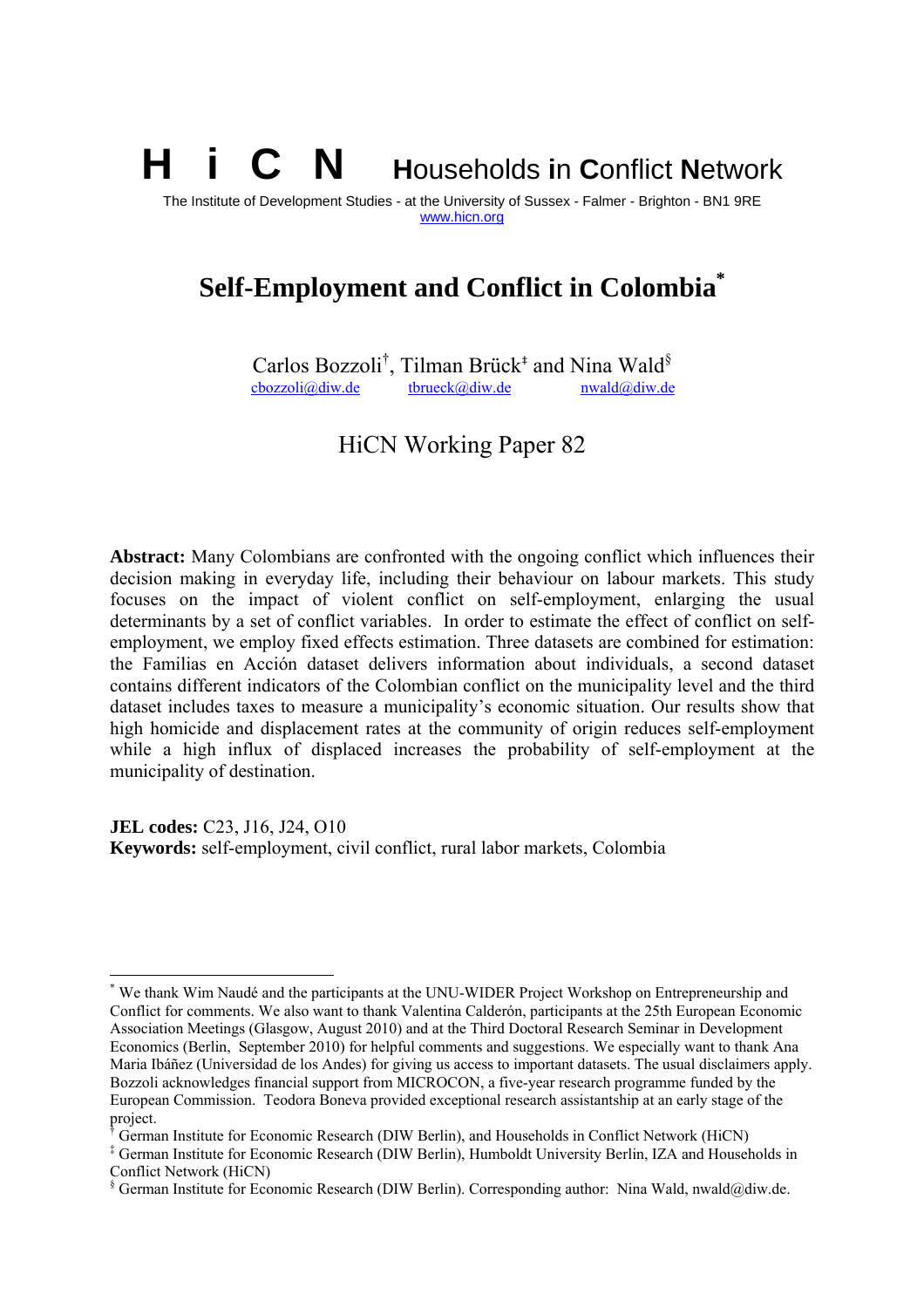**H i C N** **H**ouseholds **i**n **C**onflict **N**etwork

The Institute of Development Studies - at the University of Sussex - Falmer - Brighton - BN1 9RE
www.hicn.org

# Self-Employment and Conflict in Colombia[*]

Carlos Bozzoli[†], Tilman Brück[‡] and Nina Wald[§]
cbozzoli@diw.de tbrueck@diw.de nwald@diw.de

HiCN Working Paper 82

**Abstract:** Many Colombians are confronted with the ongoing conflict which influences their decision making in everyday life, including their behaviour on labour markets. This study focuses on the impact of violent conflict on self-employment, enlarging the usual determinants by a set of conflict variables. In order to estimate the effect of conflict on self-employment, we employ fixed effects estimation. Three datasets are combined for estimation: the Familias en Acción dataset delivers information about individuals, a second dataset contains different indicators of the Colombian conflict on the municipality level and the third dataset includes taxes to measure a municipality's economic situation. Our results show that high homicide and displacement rates at the community of origin reduces self-employment while a high influx of displaced increases the probability of self-employment at the municipality of destination.

**JEL codes:** C23, J16, J24, O10
**Keywords:** self-employment, civil conflict, rural labor markets, Colombia

---

[*] We thank Wim Naudé and the participants at the UNU-WIDER Project Workshop on Entrepreneurship and Conflict for comments. We also want to thank Valentina Calderón, participants at the 25th European Economic Association Meetings (Glasgow, August 2010) and at the Third Doctoral Research Seminar in Development Economics (Berlin, September 2010) for helpful comments and suggestions. We especially want to thank Ana Maria Ibáñez (Universidad de los Andes) for giving us access to important datasets. The usual disclaimers apply. Bozzoli acknowledges financial support from MICROCON, a five-year research programme funded by the European Commission. Teodora Boneva provided exceptional research assistantship at an early stage of the project.

[†] German Institute for Economic Research (DIW Berlin), and Households in Conflict Network (HiCN)

[‡] German Institute for Economic Research (DIW Berlin), Humboldt University Berlin, IZA and Households in Conflict Network (HiCN)

[§] German Institute for Economic Research (DIW Berlin). Corresponding author: Nina Wald, nwald@diw.de.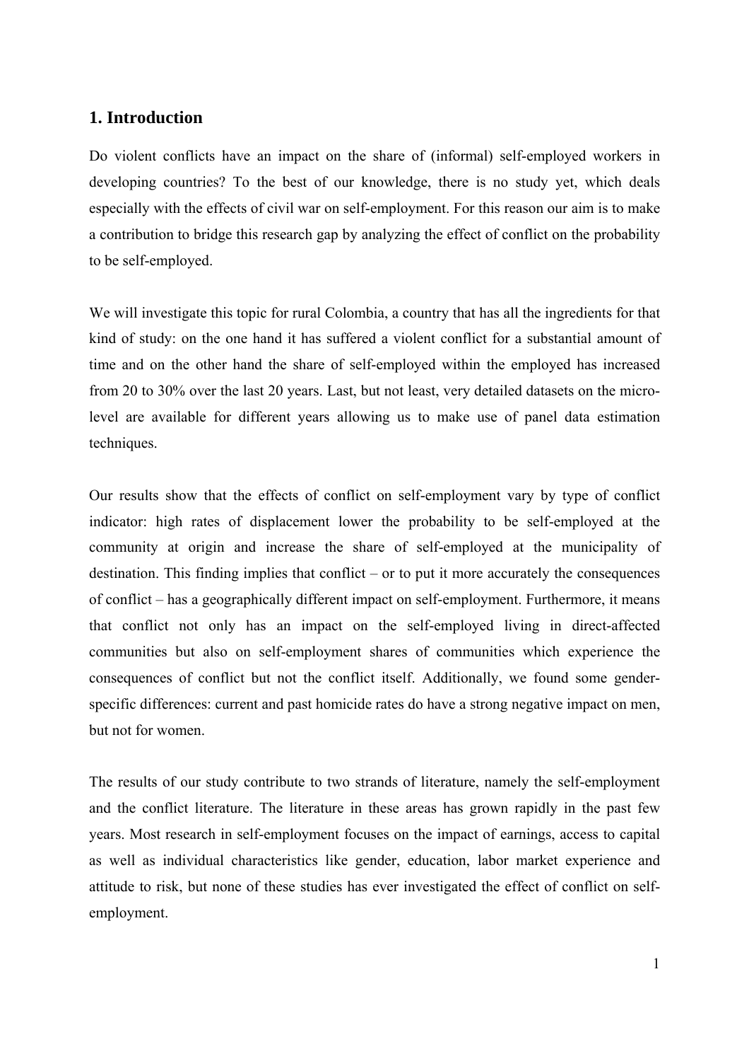## 1. Introduction

Do violent conflicts have an impact on the share of (informal) self-employed workers in developing countries? To the best of our knowledge, there is no study yet, which deals especially with the effects of civil war on self-employment. For this reason our aim is to make a contribution to bridge this research gap by analyzing the effect of conflict on the probability to be self-employed.

We will investigate this topic for rural Colombia, a country that has all the ingredients for that kind of study: on the one hand it has suffered a violent conflict for a substantial amount of time and on the other hand the share of self-employed within the employed has increased from 20 to 30% over the last 20 years. Last, but not least, very detailed datasets on the micro-level are available for different years allowing us to make use of panel data estimation techniques.

Our results show that the effects of conflict on self-employment vary by type of conflict indicator: high rates of displacement lower the probability to be self-employed at the community at origin and increase the share of self-employed at the municipality of destination. This finding implies that conflict – or to put it more accurately the consequences of conflict – has a geographically different impact on self-employment. Furthermore, it means that conflict not only has an impact on the self-employed living in direct-affected communities but also on self-employment shares of communities which experience the consequences of conflict but not the conflict itself. Additionally, we found some gender-specific differences: current and past homicide rates do have a strong negative impact on men, but not for women.

The results of our study contribute to two strands of literature, namely the self-employment and the conflict literature. The literature in these areas has grown rapidly in the past few years. Most research in self-employment focuses on the impact of earnings, access to capital as well as individual characteristics like gender, education, labor market experience and attitude to risk, but none of these studies has ever investigated the effect of conflict on self-employment.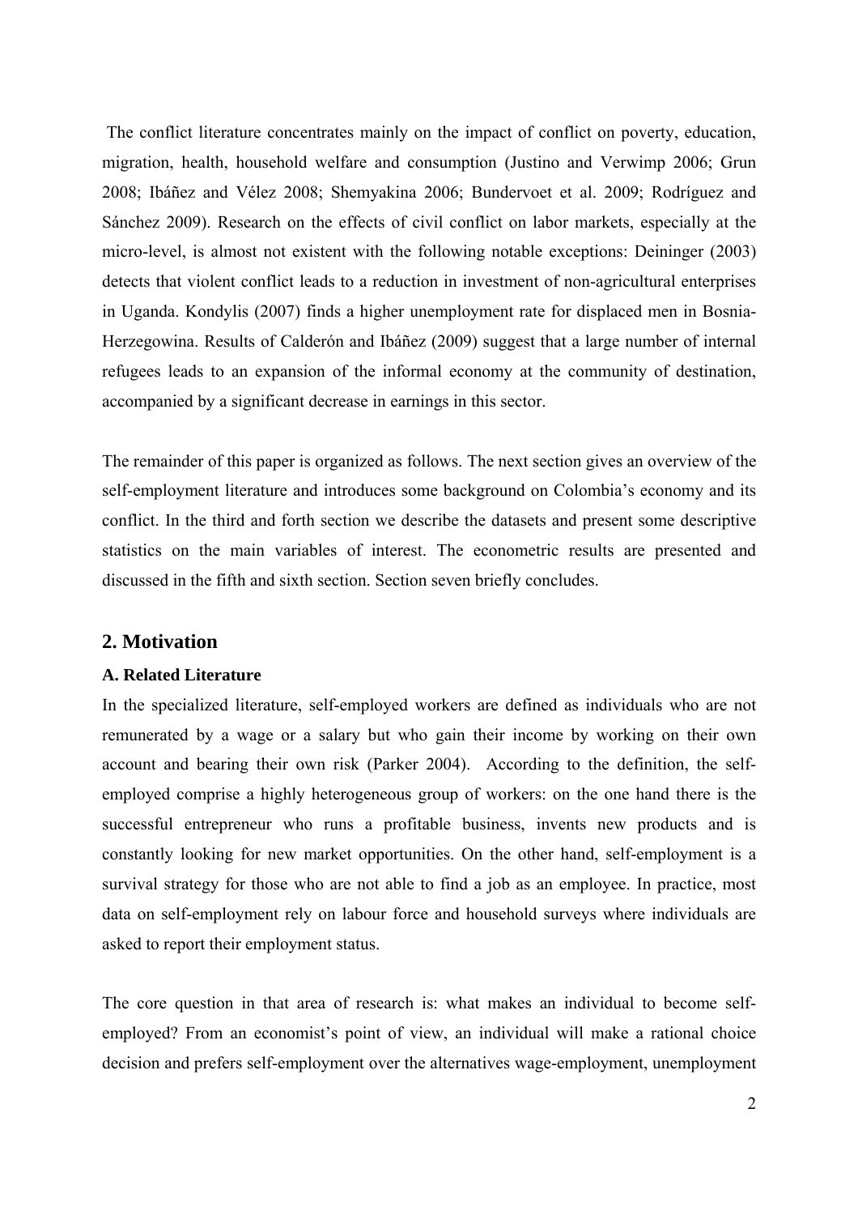The conflict literature concentrates mainly on the impact of conflict on poverty, education, migration, health, household welfare and consumption (Justino and Verwimp 2006; Grun 2008; Ibáñez and Vélez 2008; Shemyakina 2006; Bundervoet et al. 2009; Rodríguez and Sánchez 2009). Research on the effects of civil conflict on labor markets, especially at the micro-level, is almost not existent with the following notable exceptions: Deininger (2003) detects that violent conflict leads to a reduction in investment of non-agricultural enterprises in Uganda. Kondylis (2007) finds a higher unemployment rate for displaced men in Bosnia-Herzegowina. Results of Calderón and Ibáñez (2009) suggest that a large number of internal refugees leads to an expansion of the informal economy at the community of destination, accompanied by a significant decrease in earnings in this sector.

The remainder of this paper is organized as follows. The next section gives an overview of the self-employment literature and introduces some background on Colombia's economy and its conflict. In the third and forth section we describe the datasets and present some descriptive statistics on the main variables of interest. The econometric results are presented and discussed in the fifth and sixth section. Section seven briefly concludes.

## 2. Motivation

### A. Related Literature

In the specialized literature, self-employed workers are defined as individuals who are not remunerated by a wage or a salary but who gain their income by working on their own account and bearing their own risk (Parker 2004). According to the definition, the self-employed comprise a highly heterogeneous group of workers: on the one hand there is the successful entrepreneur who runs a profitable business, invents new products and is constantly looking for new market opportunities. On the other hand, self-employment is a survival strategy for those who are not able to find a job as an employee. In practice, most data on self-employment rely on labour force and household surveys where individuals are asked to report their employment status.

The core question in that area of research is: what makes an individual to become self-employed? From an economist's point of view, an individual will make a rational choice decision and prefers self-employment over the alternatives wage-employment, unemployment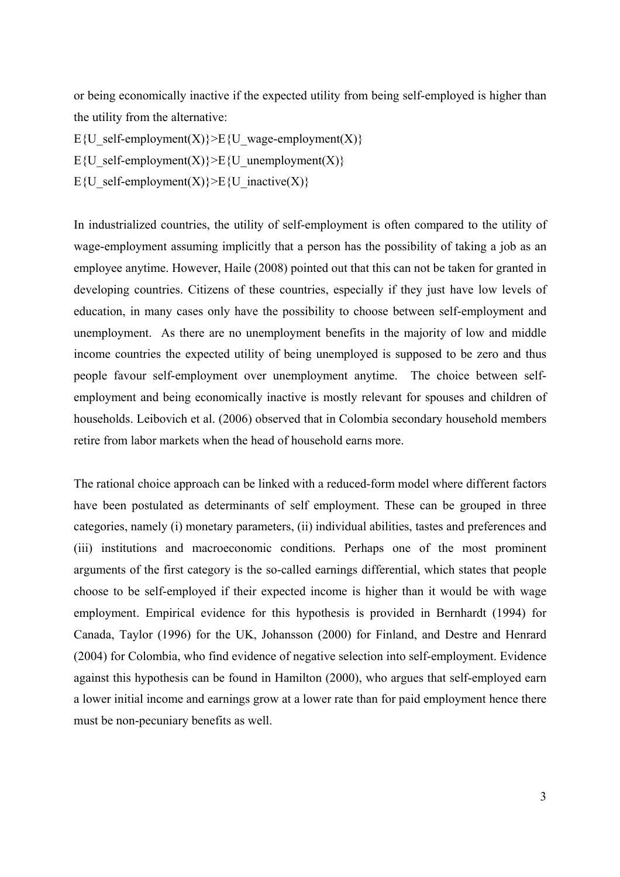or being economically inactive if the expected utility from being self-employed is higher than the utility from the alternative:

$E\{U\_self\text{-}employment(X)\} > E\{U\_wage\text{-}employment(X)\}$

$E\{U\_self\text{-}employment(X)\} > E\{U\_unemployment(X)\}$

$E\{U\_self\text{-}employment(X)\} > E\{U\_inactive(X)\}$

In industrialized countries, the utility of self-employment is often compared to the utility of wage-employment assuming implicitly that a person has the possibility of taking a job as an employee anytime. However, Haile (2008) pointed out that this can not be taken for granted in developing countries. Citizens of these countries, especially if they just have low levels of education, in many cases only have the possibility to choose between self-employment and unemployment. As there are no unemployment benefits in the majority of low and middle income countries the expected utility of being unemployed is supposed to be zero and thus people favour self-employment over unemployment anytime. The choice between self-employment and being economically inactive is mostly relevant for spouses and children of households. Leibovich et al. (2006) observed that in Colombia secondary household members retire from labor markets when the head of household earns more.

The rational choice approach can be linked with a reduced-form model where different factors have been postulated as determinants of self employment. These can be grouped in three categories, namely (i) monetary parameters, (ii) individual abilities, tastes and preferences and (iii) institutions and macroeconomic conditions. Perhaps one of the most prominent arguments of the first category is the so-called earnings differential, which states that people choose to be self-employed if their expected income is higher than it would be with wage employment. Empirical evidence for this hypothesis is provided in Bernhardt (1994) for Canada, Taylor (1996) for the UK, Johansson (2000) for Finland, and Destre and Henrard (2004) for Colombia, who find evidence of negative selection into self-employment. Evidence against this hypothesis can be found in Hamilton (2000), who argues that self-employed earn a lower initial income and earnings grow at a lower rate than for paid employment hence there must be non-pecuniary benefits as well.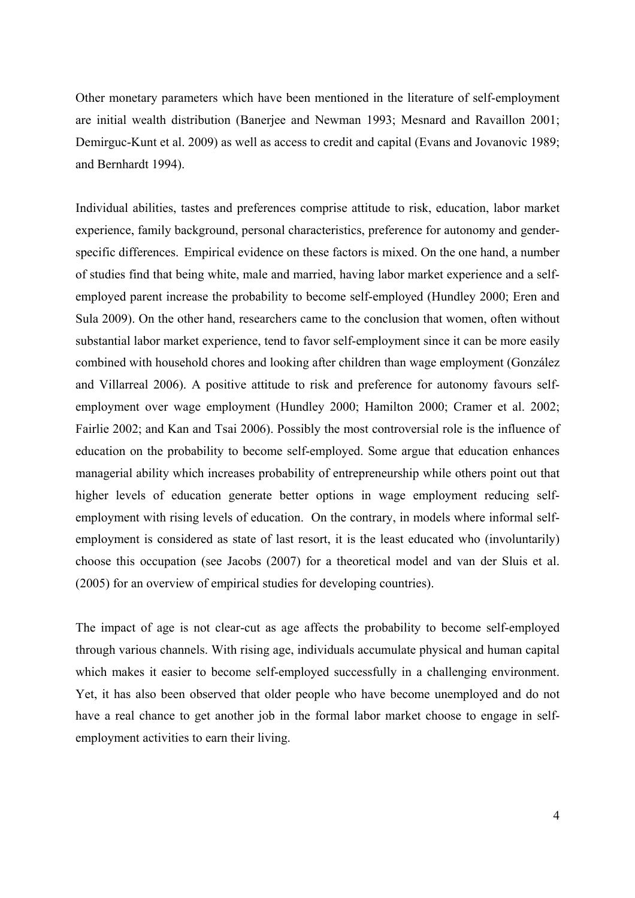Other monetary parameters which have been mentioned in the literature of self-employment are initial wealth distribution (Banerjee and Newman 1993; Mesnard and Ravaillon 2001; Demirguc-Kunt et al. 2009) as well as access to credit and capital (Evans and Jovanovic 1989; and Bernhardt 1994).

Individual abilities, tastes and preferences comprise attitude to risk, education, labor market experience, family background, personal characteristics, preference for autonomy and gender-specific differences. Empirical evidence on these factors is mixed. On the one hand, a number of studies find that being white, male and married, having labor market experience and a self-employed parent increase the probability to become self-employed (Hundley 2000; Eren and Sula 2009). On the other hand, researchers came to the conclusion that women, often without substantial labor market experience, tend to favor self-employment since it can be more easily combined with household chores and looking after children than wage employment (González and Villarreal 2006). A positive attitude to risk and preference for autonomy favours self-employment over wage employment (Hundley 2000; Hamilton 2000; Cramer et al. 2002; Fairlie 2002; and Kan and Tsai 2006). Possibly the most controversial role is the influence of education on the probability to become self-employed. Some argue that education enhances managerial ability which increases probability of entrepreneurship while others point out that higher levels of education generate better options in wage employment reducing self-employment with rising levels of education. On the contrary, in models where informal self-employment is considered as state of last resort, it is the least educated who (involuntarily) choose this occupation (see Jacobs (2007) for a theoretical model and van der Sluis et al. (2005) for an overview of empirical studies for developing countries).

The impact of age is not clear-cut as age affects the probability to become self-employed through various channels. With rising age, individuals accumulate physical and human capital which makes it easier to become self-employed successfully in a challenging environment. Yet, it has also been observed that older people who have become unemployed and do not have a real chance to get another job in the formal labor market choose to engage in self-employment activities to earn their living.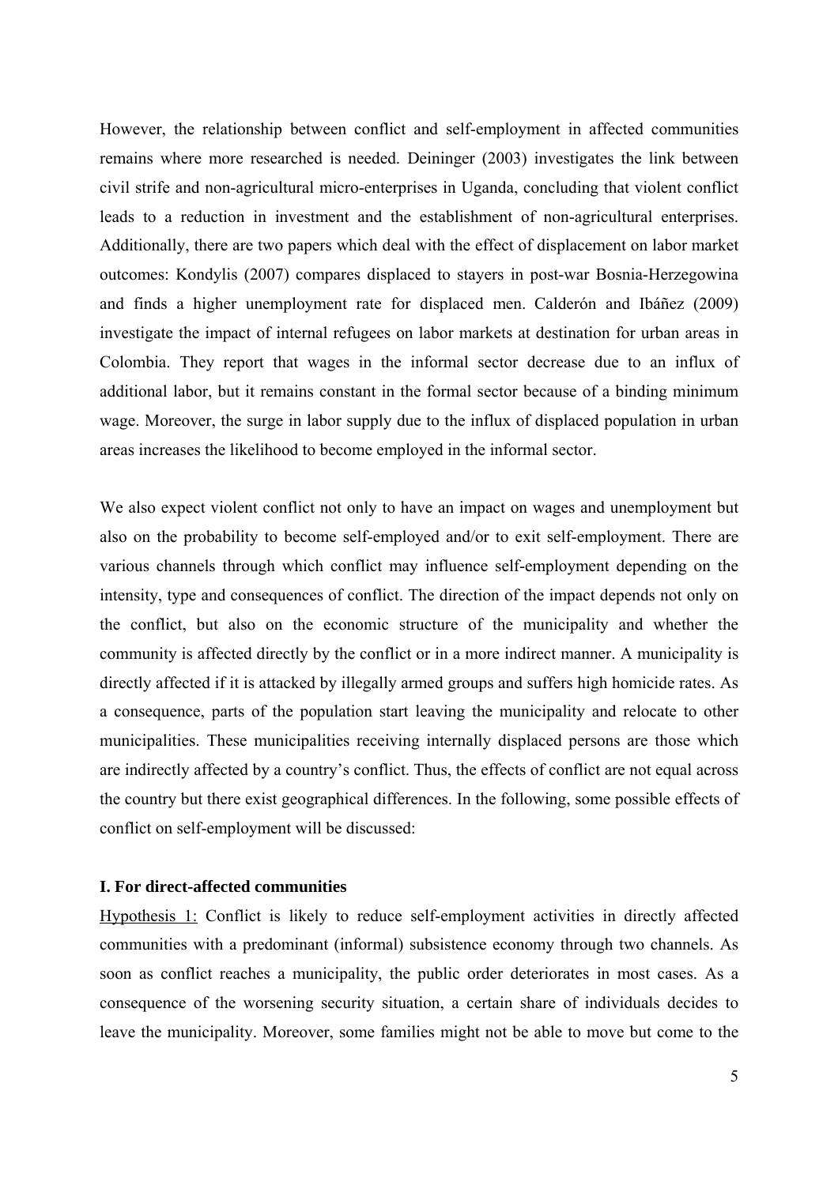However, the relationship between conflict and self-employment in affected communities remains where more researched is needed. Deininger (2003) investigates the link between civil strife and non-agricultural micro-enterprises in Uganda, concluding that violent conflict leads to a reduction in investment and the establishment of non-agricultural enterprises. Additionally, there are two papers which deal with the effect of displacement on labor market outcomes: Kondylis (2007) compares displaced to stayers in post-war Bosnia-Herzegowina and finds a higher unemployment rate for displaced men. Calderón and Ibáñez (2009) investigate the impact of internal refugees on labor markets at destination for urban areas in Colombia. They report that wages in the informal sector decrease due to an influx of additional labor, but it remains constant in the formal sector because of a binding minimum wage. Moreover, the surge in labor supply due to the influx of displaced population in urban areas increases the likelihood to become employed in the informal sector.

We also expect violent conflict not only to have an impact on wages and unemployment but also on the probability to become self-employed and/or to exit self-employment. There are various channels through which conflict may influence self-employment depending on the intensity, type and consequences of conflict. The direction of the impact depends not only on the conflict, but also on the economic structure of the municipality and whether the community is affected directly by the conflict or in a more indirect manner. A municipality is directly affected if it is attacked by illegally armed groups and suffers high homicide rates. As a consequence, parts of the population start leaving the municipality and relocate to other municipalities. These municipalities receiving internally displaced persons are those which are indirectly affected by a country's conflict. Thus, the effects of conflict are not equal across the country but there exist geographical differences. In the following, some possible effects of conflict on self-employment will be discussed:

**I. For direct-affected communities**

<u>Hypothesis 1:</u> Conflict is likely to reduce self-employment activities in directly affected communities with a predominant (informal) subsistence economy through two channels. As soon as conflict reaches a municipality, the public order deteriorates in most cases. As a consequence of the worsening security situation, a certain share of individuals decides to leave the municipality. Moreover, some families might not be able to move but come to the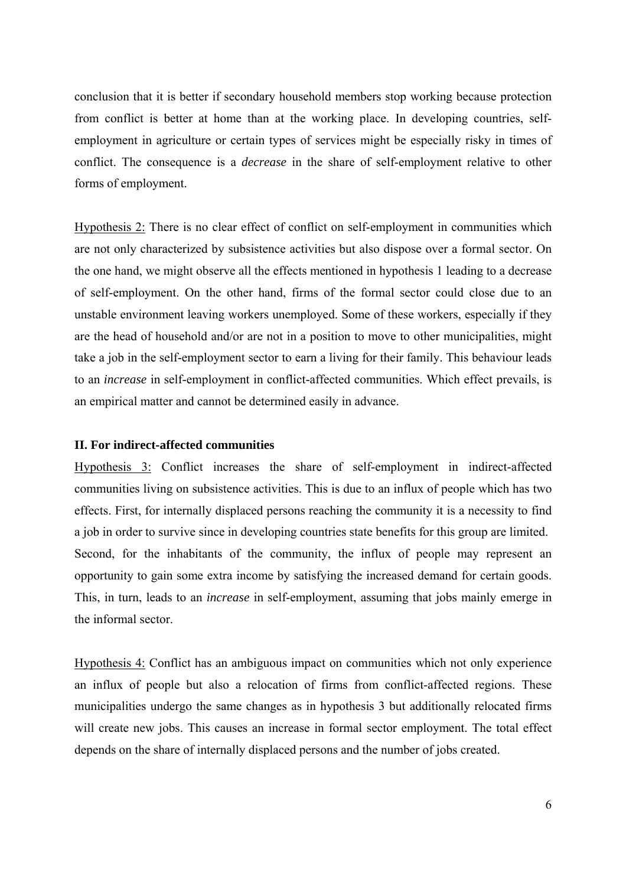conclusion that it is better if secondary household members stop working because protection from conflict is better at home than at the working place. In developing countries, self-employment in agriculture or certain types of services might be especially risky in times of conflict. The consequence is a *decrease* in the share of self-employment relative to other forms of employment.

Hypothesis 2: There is no clear effect of conflict on self-employment in communities which are not only characterized by subsistence activities but also dispose over a formal sector. On the one hand, we might observe all the effects mentioned in hypothesis 1 leading to a decrease of self-employment. On the other hand, firms of the formal sector could close due to an unstable environment leaving workers unemployed. Some of these workers, especially if they are the head of household and/or are not in a position to move to other municipalities, might take a job in the self-employment sector to earn a living for their family. This behaviour leads to an *increase* in self-employment in conflict-affected communities. Which effect prevails, is an empirical matter and cannot be determined easily in advance.

**II. For indirect-affected communities**

Hypothesis 3: Conflict increases the share of self-employment in indirect-affected communities living on subsistence activities. This is due to an influx of people which has two effects. First, for internally displaced persons reaching the community it is a necessity to find a job in order to survive since in developing countries state benefits for this group are limited. Second, for the inhabitants of the community, the influx of people may represent an opportunity to gain some extra income by satisfying the increased demand for certain goods. This, in turn, leads to an *increase* in self-employment, assuming that jobs mainly emerge in the informal sector.

Hypothesis 4: Conflict has an ambiguous impact on communities which not only experience an influx of people but also a relocation of firms from conflict-affected regions. These municipalities undergo the same changes as in hypothesis 3 but additionally relocated firms will create new jobs. This causes an increase in formal sector employment. The total effect depends on the share of internally displaced persons and the number of jobs created.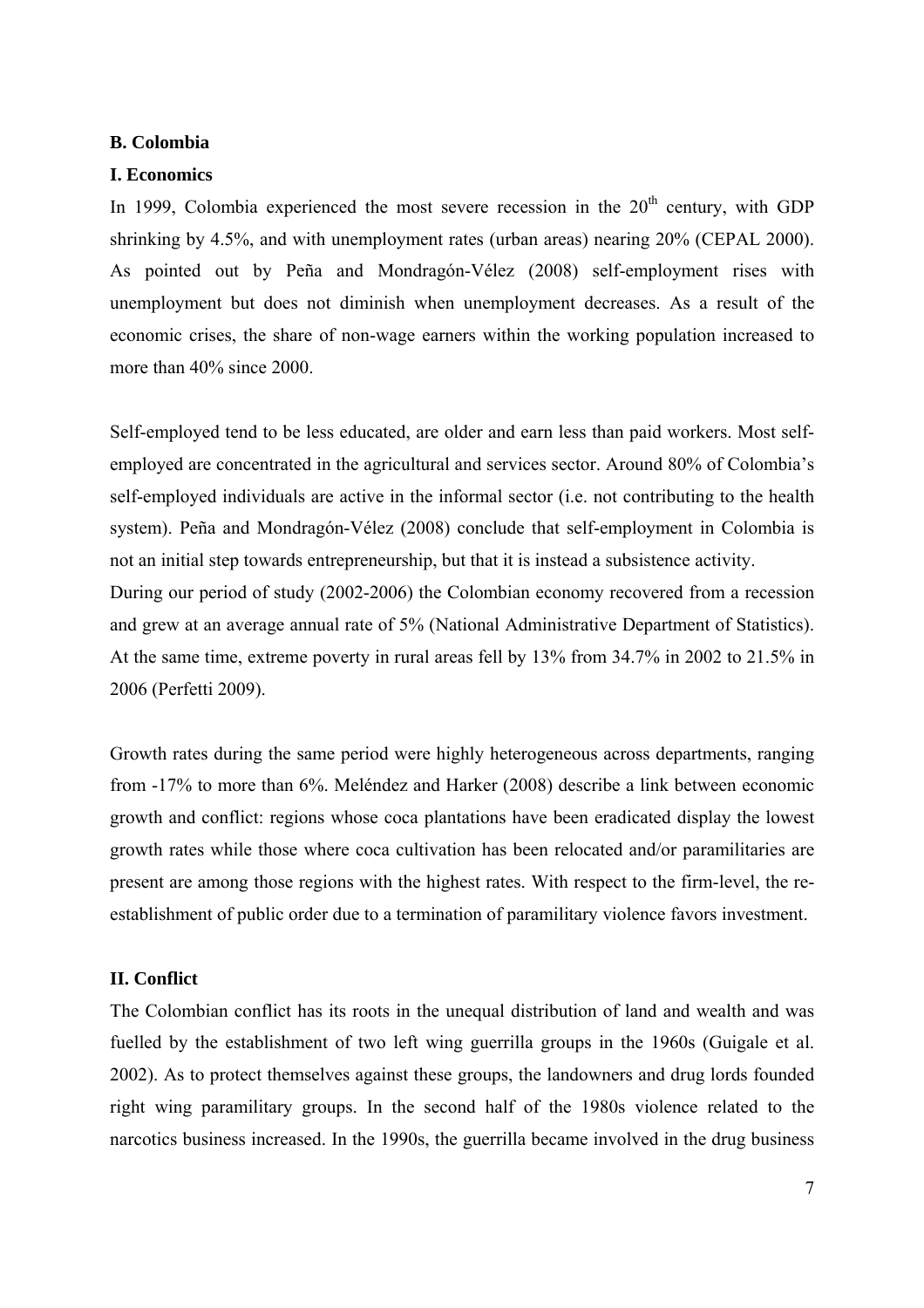**B. Colombia**

**I. Economics**

In 1999, Colombia experienced the most severe recession in the 20th century, with GDP shrinking by 4.5%, and with unemployment rates (urban areas) nearing 20% (CEPAL 2000). As pointed out by Peña and Mondragón-Vélez (2008) self-employment rises with unemployment but does not diminish when unemployment decreases. As a result of the economic crises, the share of non-wage earners within the working population increased to more than 40% since 2000.

Self-employed tend to be less educated, are older and earn less than paid workers. Most self-employed are concentrated in the agricultural and services sector. Around 80% of Colombia's self-employed individuals are active in the informal sector (i.e. not contributing to the health system). Peña and Mondragón-Vélez (2008) conclude that self-employment in Colombia is not an initial step towards entrepreneurship, but that it is instead a subsistence activity.

During our period of study (2002-2006) the Colombian economy recovered from a recession and grew at an average annual rate of 5% (National Administrative Department of Statistics). At the same time, extreme poverty in rural areas fell by 13% from 34.7% in 2002 to 21.5% in 2006 (Perfetti 2009).

Growth rates during the same period were highly heterogeneous across departments, ranging from -17% to more than 6%. Meléndez and Harker (2008) describe a link between economic growth and conflict: regions whose coca plantations have been eradicated display the lowest growth rates while those where coca cultivation has been relocated and/or paramilitaries are present are among those regions with the highest rates. With respect to the firm-level, the re-establishment of public order due to a termination of paramilitary violence favors investment.

**II. Conflict**

The Colombian conflict has its roots in the unequal distribution of land and wealth and was fuelled by the establishment of two left wing guerrilla groups in the 1960s (Guigale et al. 2002). As to protect themselves against these groups, the landowners and drug lords founded right wing paramilitary groups. In the second half of the 1980s violence related to the narcotics business increased. In the 1990s, the guerrilla became involved in the drug business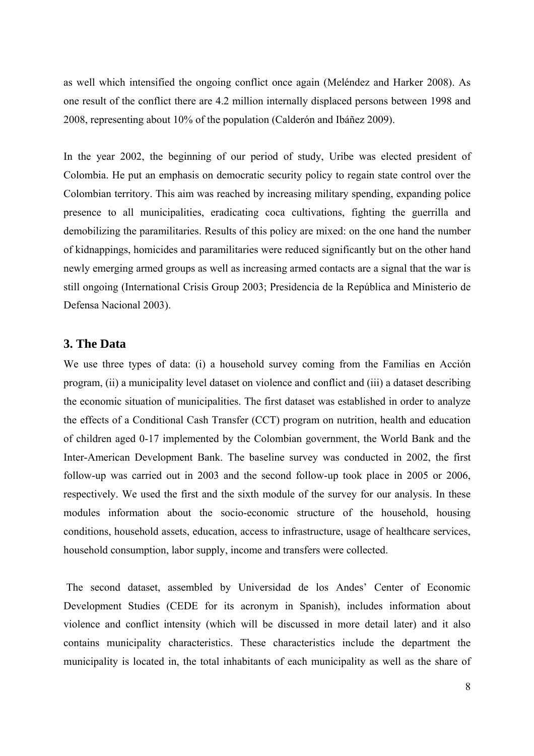as well which intensified the ongoing conflict once again (Meléndez and Harker 2008). As one result of the conflict there are 4.2 million internally displaced persons between 1998 and 2008, representing about 10% of the population (Calderón and Ibáñez 2009).

In the year 2002, the beginning of our period of study, Uribe was elected president of Colombia. He put an emphasis on democratic security policy to regain state control over the Colombian territory. This aim was reached by increasing military spending, expanding police presence to all municipalities, eradicating coca cultivations, fighting the guerrilla and demobilizing the paramilitaries. Results of this policy are mixed: on the one hand the number of kidnappings, homicides and paramilitaries were reduced significantly but on the other hand newly emerging armed groups as well as increasing armed contacts are a signal that the war is still ongoing (International Crisis Group 2003; Presidencia de la República and Ministerio de Defensa Nacional 2003).

## 3. The Data

We use three types of data: (i) a household survey coming from the Familias en Acción program, (ii) a municipality level dataset on violence and conflict and (iii) a dataset describing the economic situation of municipalities. The first dataset was established in order to analyze the effects of a Conditional Cash Transfer (CCT) program on nutrition, health and education of children aged 0-17 implemented by the Colombian government, the World Bank and the Inter-American Development Bank. The baseline survey was conducted in 2002, the first follow-up was carried out in 2003 and the second follow-up took place in 2005 or 2006, respectively. We used the first and the sixth module of the survey for our analysis. In these modules information about the socio-economic structure of the household, housing conditions, household assets, education, access to infrastructure, usage of healthcare services, household consumption, labor supply, income and transfers were collected.

The second dataset, assembled by Universidad de los Andes' Center of Economic Development Studies (CEDE for its acronym in Spanish), includes information about violence and conflict intensity (which will be discussed in more detail later) and it also contains municipality characteristics. These characteristics include the department the municipality is located in, the total inhabitants of each municipality as well as the share of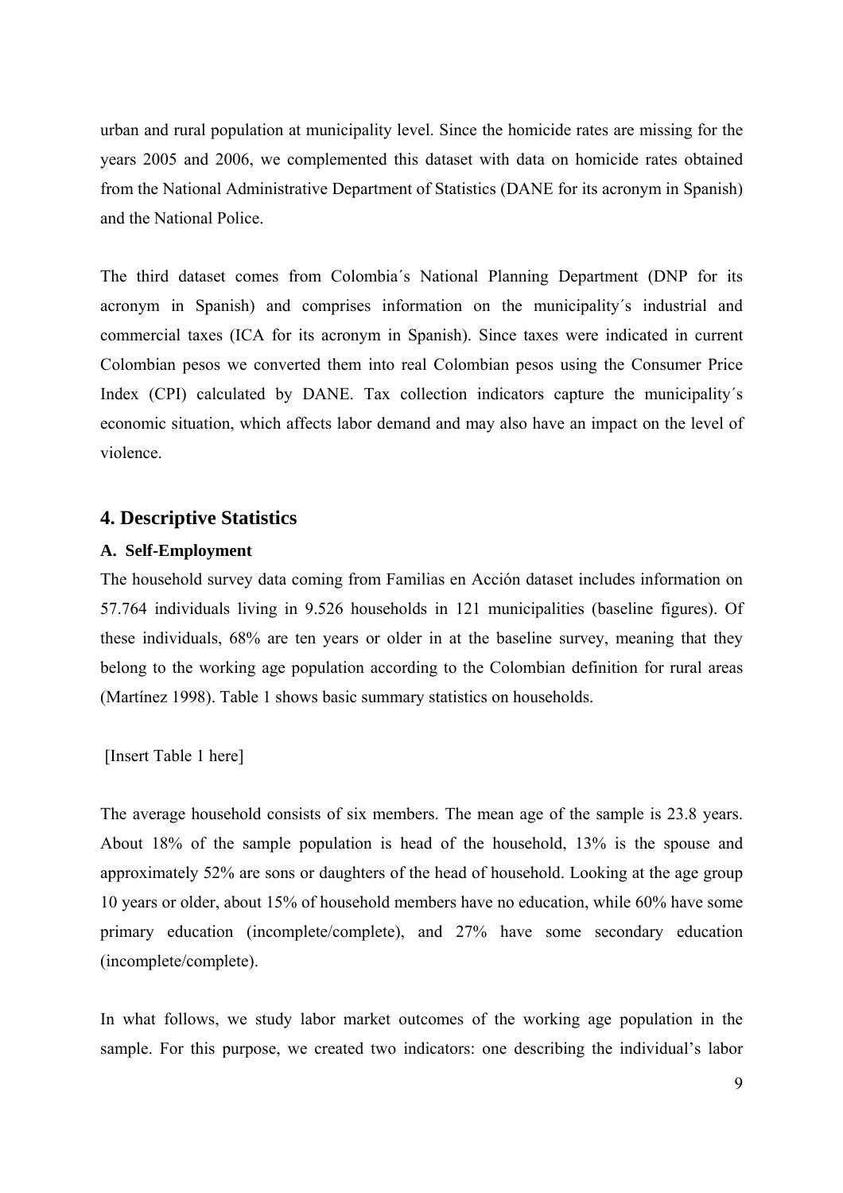urban and rural population at municipality level. Since the homicide rates are missing for the years 2005 and 2006, we complemented this dataset with data on homicide rates obtained from the National Administrative Department of Statistics (DANE for its acronym in Spanish) and the National Police.

The third dataset comes from Colombia´s National Planning Department (DNP for its acronym in Spanish) and comprises information on the municipality´s industrial and commercial taxes (ICA for its acronym in Spanish). Since taxes were indicated in current Colombian pesos we converted them into real Colombian pesos using the Consumer Price Index (CPI) calculated by DANE. Tax collection indicators capture the municipality´s economic situation, which affects labor demand and may also have an impact on the level of violence.

## 4. Descriptive Statistics

### A. Self-Employment

The household survey data coming from Familias en Acción dataset includes information on 57.764 individuals living in 9.526 households in 121 municipalities (baseline figures). Of these individuals, 68% are ten years or older in at the baseline survey, meaning that they belong to the working age population according to the Colombian definition for rural areas (Martínez 1998). Table 1 shows basic summary statistics on households.

[Insert Table 1 here]

The average household consists of six members. The mean age of the sample is 23.8 years. About 18% of the sample population is head of the household, 13% is the spouse and approximately 52% are sons or daughters of the head of household. Looking at the age group 10 years or older, about 15% of household members have no education, while 60% have some primary education (incomplete/complete), and 27% have some secondary education (incomplete/complete).

In what follows, we study labor market outcomes of the working age population in the sample. For this purpose, we created two indicators: one describing the individual's labor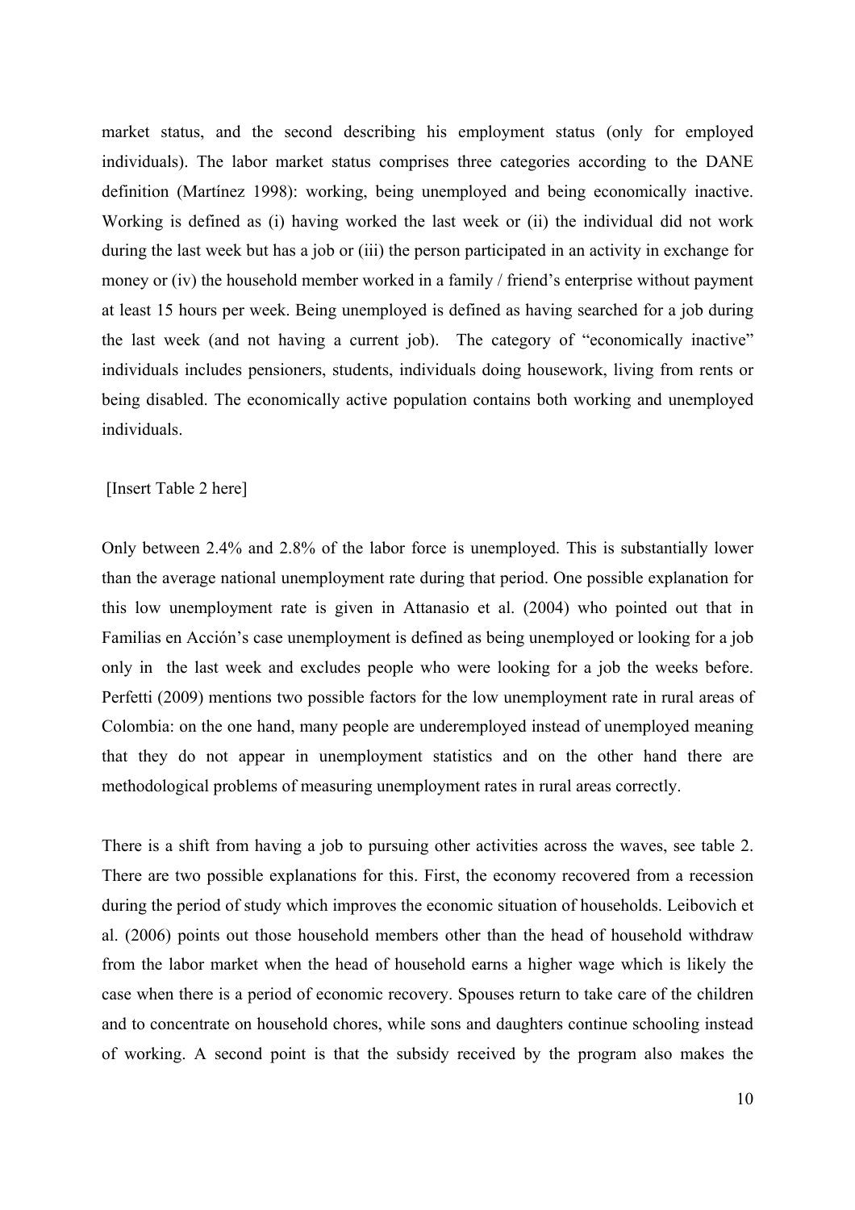market status, and the second describing his employment status (only for employed individuals). The labor market status comprises three categories according to the DANE definition (Martínez 1998): working, being unemployed and being economically inactive. Working is defined as (i) having worked the last week or (ii) the individual did not work during the last week but has a job or (iii) the person participated in an activity in exchange for money or (iv) the household member worked in a family / friend's enterprise without payment at least 15 hours per week. Being unemployed is defined as having searched for a job during the last week (and not having a current job). The category of "economically inactive" individuals includes pensioners, students, individuals doing housework, living from rents or being disabled. The economically active population contains both working and unemployed individuals.

[Insert Table 2 here]

Only between 2.4% and 2.8% of the labor force is unemployed. This is substantially lower than the average national unemployment rate during that period. One possible explanation for this low unemployment rate is given in Attanasio et al. (2004) who pointed out that in Familias en Acción's case unemployment is defined as being unemployed or looking for a job only in the last week and excludes people who were looking for a job the weeks before. Perfetti (2009) mentions two possible factors for the low unemployment rate in rural areas of Colombia: on the one hand, many people are underemployed instead of unemployed meaning that they do not appear in unemployment statistics and on the other hand there are methodological problems of measuring unemployment rates in rural areas correctly.

There is a shift from having a job to pursuing other activities across the waves, see table 2. There are two possible explanations for this. First, the economy recovered from a recession during the period of study which improves the economic situation of households. Leibovich et al. (2006) points out those household members other than the head of household withdraw from the labor market when the head of household earns a higher wage which is likely the case when there is a period of economic recovery. Spouses return to take care of the children and to concentrate on household chores, while sons and daughters continue schooling instead of working. A second point is that the subsidy received by the program also makes the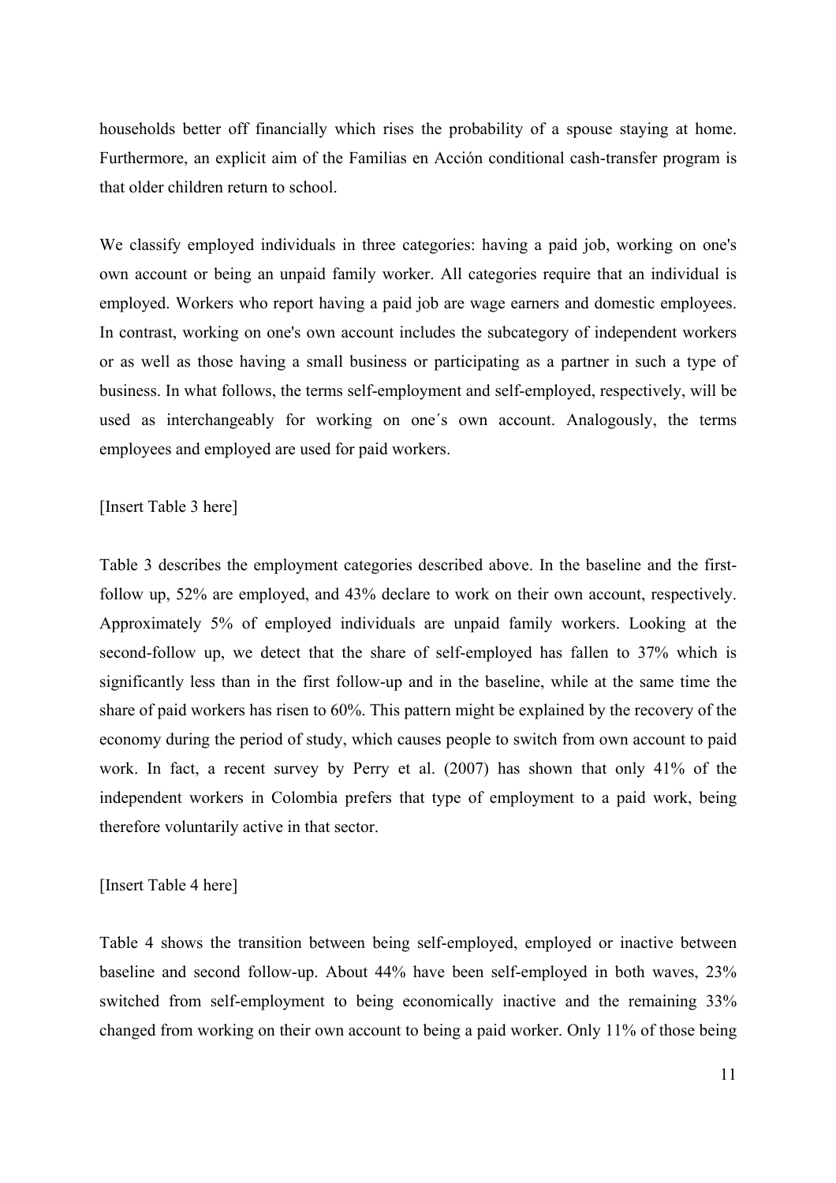households better off financially which rises the probability of a spouse staying at home. Furthermore, an explicit aim of the Familias en Acción conditional cash-transfer program is that older children return to school.

We classify employed individuals in three categories: having a paid job, working on one's own account or being an unpaid family worker. All categories require that an individual is employed. Workers who report having a paid job are wage earners and domestic employees. In contrast, working on one's own account includes the subcategory of independent workers or as well as those having a small business or participating as a partner in such a type of business. In what follows, the terms self-employment and self-employed, respectively, will be used as interchangeably for working on one´s own account. Analogously, the terms employees and employed are used for paid workers.

[Insert Table 3 here]

Table 3 describes the employment categories described above. In the baseline and the first-follow up, 52% are employed, and 43% declare to work on their own account, respectively. Approximately 5% of employed individuals are unpaid family workers. Looking at the second-follow up, we detect that the share of self-employed has fallen to 37% which is significantly less than in the first follow-up and in the baseline, while at the same time the share of paid workers has risen to 60%. This pattern might be explained by the recovery of the economy during the period of study, which causes people to switch from own account to paid work. In fact, a recent survey by Perry et al. (2007) has shown that only 41% of the independent workers in Colombia prefers that type of employment to a paid work, being therefore voluntarily active in that sector.

[Insert Table 4 here]

Table 4 shows the transition between being self-employed, employed or inactive between baseline and second follow-up. About 44% have been self-employed in both waves, 23% switched from self-employment to being economically inactive and the remaining 33% changed from working on their own account to being a paid worker. Only 11% of those being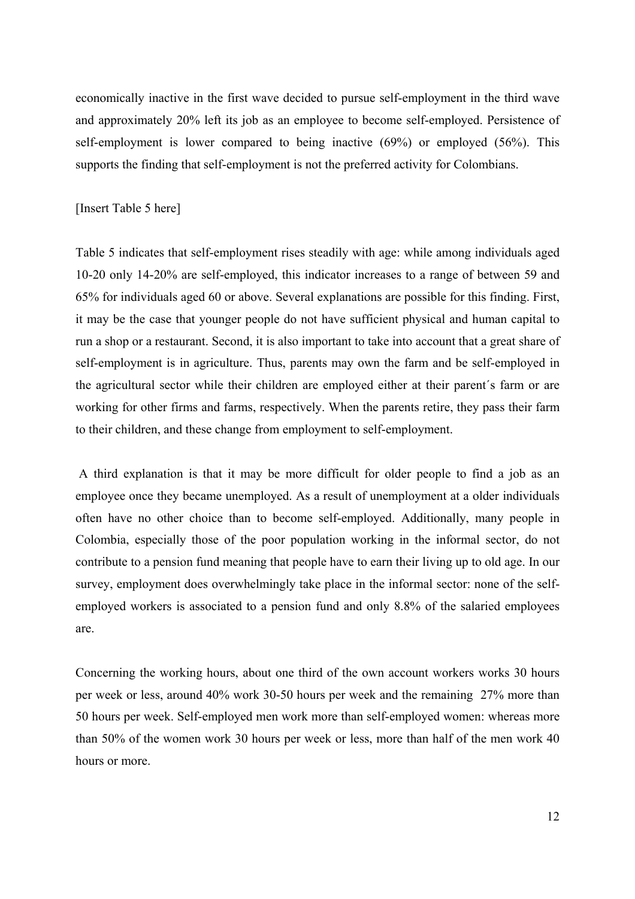economically inactive in the first wave decided to pursue self-employment in the third wave and approximately 20% left its job as an employee to become self-employed. Persistence of self-employment is lower compared to being inactive (69%) or employed (56%). This supports the finding that self-employment is not the preferred activity for Colombians.

[Insert Table 5 here]

Table 5 indicates that self-employment rises steadily with age: while among individuals aged 10-20 only 14-20% are self-employed, this indicator increases to a range of between 59 and 65% for individuals aged 60 or above. Several explanations are possible for this finding. First, it may be the case that younger people do not have sufficient physical and human capital to run a shop or a restaurant. Second, it is also important to take into account that a great share of self-employment is in agriculture. Thus, parents may own the farm and be self-employed in the agricultural sector while their children are employed either at their parent´s farm or are working for other firms and farms, respectively. When the parents retire, they pass their farm to their children, and these change from employment to self-employment.

A third explanation is that it may be more difficult for older people to find a job as an employee once they became unemployed. As a result of unemployment at a older individuals often have no other choice than to become self-employed. Additionally, many people in Colombia, especially those of the poor population working in the informal sector, do not contribute to a pension fund meaning that people have to earn their living up to old age. In our survey, employment does overwhelmingly take place in the informal sector: none of the self-employed workers is associated to a pension fund and only 8.8% of the salaried employees are.

Concerning the working hours, about one third of the own account workers works 30 hours per week or less, around 40% work 30-50 hours per week and the remaining 27% more than 50 hours per week. Self-employed men work more than self-employed women: whereas more than 50% of the women work 30 hours per week or less, more than half of the men work 40 hours or more.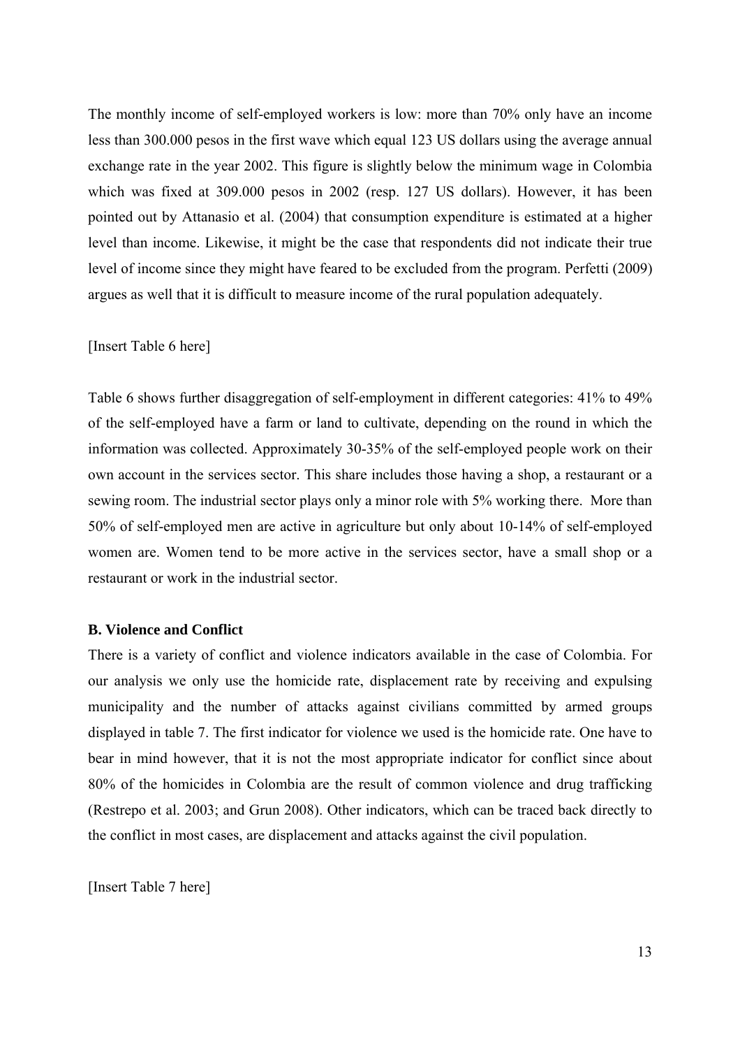The monthly income of self-employed workers is low: more than 70% only have an income less than 300.000 pesos in the first wave which equal 123 US dollars using the average annual exchange rate in the year 2002. This figure is slightly below the minimum wage in Colombia which was fixed at 309.000 pesos in 2002 (resp. 127 US dollars). However, it has been pointed out by Attanasio et al. (2004) that consumption expenditure is estimated at a higher level than income. Likewise, it might be the case that respondents did not indicate their true level of income since they might have feared to be excluded from the program. Perfetti (2009) argues as well that it is difficult to measure income of the rural population adequately.

[Insert Table 6 here]

Table 6 shows further disaggregation of self-employment in different categories: 41% to 49% of the self-employed have a farm or land to cultivate, depending on the round in which the information was collected. Approximately 30-35% of the self-employed people work on their own account in the services sector. This share includes those having a shop, a restaurant or a sewing room. The industrial sector plays only a minor role with 5% working there. More than 50% of self-employed men are active in agriculture but only about 10-14% of self-employed women are. Women tend to be more active in the services sector, have a small shop or a restaurant or work in the industrial sector.

**B. Violence and Conflict**

There is a variety of conflict and violence indicators available in the case of Colombia. For our analysis we only use the homicide rate, displacement rate by receiving and expulsing municipality and the number of attacks against civilians committed by armed groups displayed in table 7. The first indicator for violence we used is the homicide rate. One have to bear in mind however, that it is not the most appropriate indicator for conflict since about 80% of the homicides in Colombia are the result of common violence and drug trafficking (Restrepo et al. 2003; and Grun 2008). Other indicators, which can be traced back directly to the conflict in most cases, are displacement and attacks against the civil population.

[Insert Table 7 here]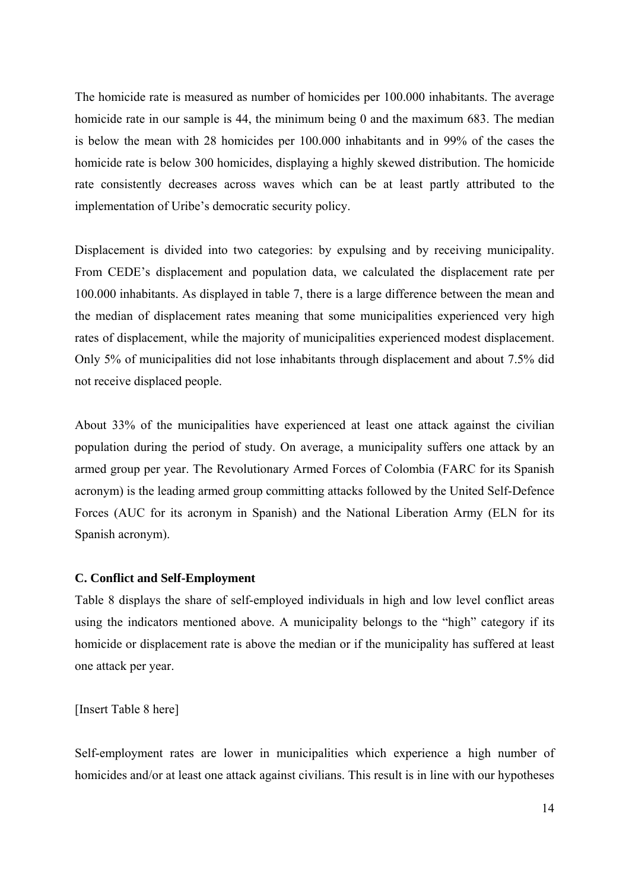The homicide rate is measured as number of homicides per 100.000 inhabitants. The average homicide rate in our sample is 44, the minimum being 0 and the maximum 683. The median is below the mean with 28 homicides per 100.000 inhabitants and in 99% of the cases the homicide rate is below 300 homicides, displaying a highly skewed distribution. The homicide rate consistently decreases across waves which can be at least partly attributed to the implementation of Uribe's democratic security policy.

Displacement is divided into two categories: by expulsing and by receiving municipality. From CEDE's displacement and population data, we calculated the displacement rate per 100.000 inhabitants. As displayed in table 7, there is a large difference between the mean and the median of displacement rates meaning that some municipalities experienced very high rates of displacement, while the majority of municipalities experienced modest displacement. Only 5% of municipalities did not lose inhabitants through displacement and about 7.5% did not receive displaced people.

About 33% of the municipalities have experienced at least one attack against the civilian population during the period of study. On average, a municipality suffers one attack by an armed group per year. The Revolutionary Armed Forces of Colombia (FARC for its Spanish acronym) is the leading armed group committing attacks followed by the United Self-Defence Forces (AUC for its acronym in Spanish) and the National Liberation Army (ELN for its Spanish acronym).

### C. Conflict and Self-Employment

Table 8 displays the share of self-employed individuals in high and low level conflict areas using the indicators mentioned above. A municipality belongs to the "high" category if its homicide or displacement rate is above the median or if the municipality has suffered at least one attack per year.

[Insert Table 8 here]

Self-employment rates are lower in municipalities which experience a high number of homicides and/or at least one attack against civilians. This result is in line with our hypotheses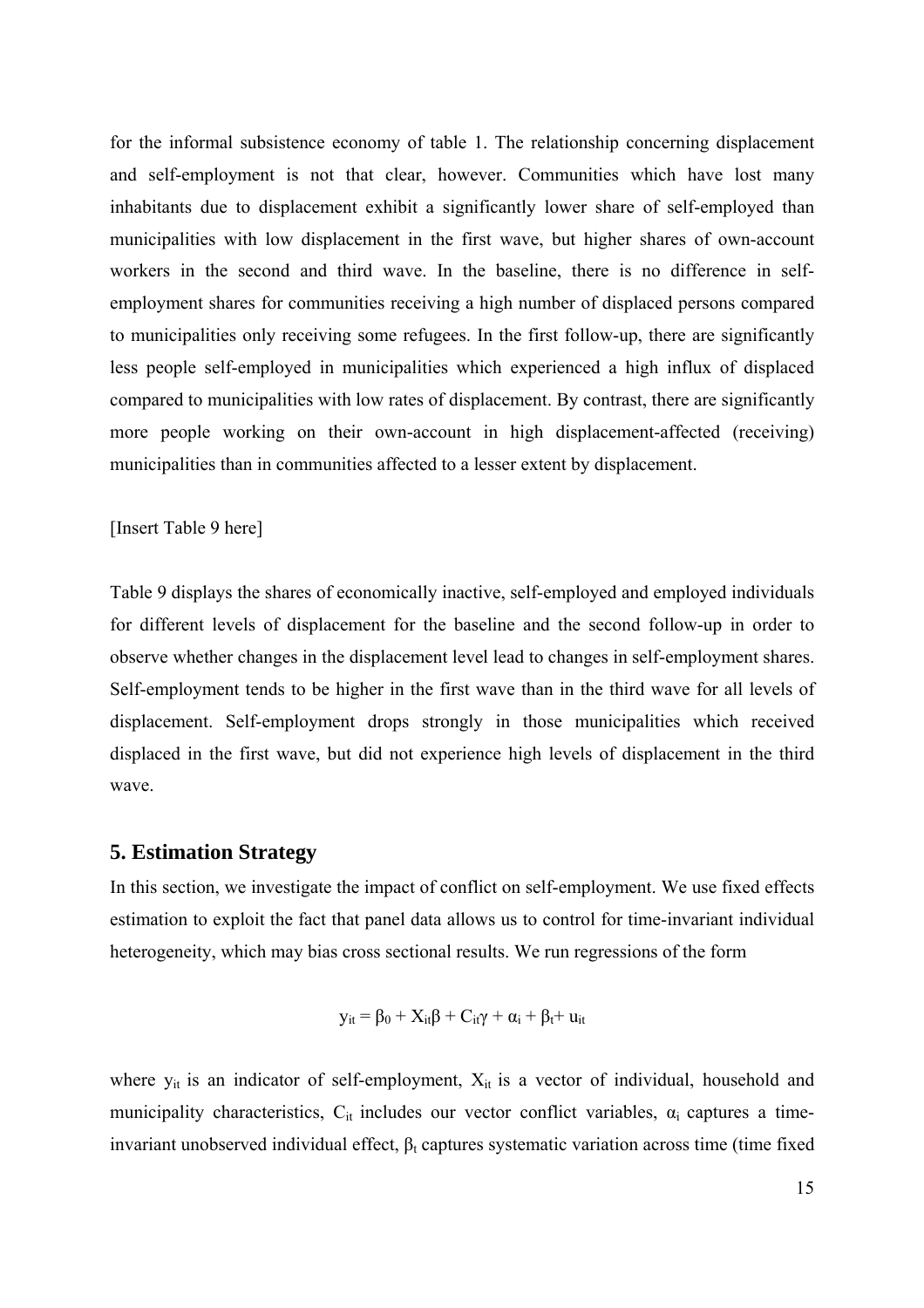for the informal subsistence economy of table 1. The relationship concerning displacement and self-employment is not that clear, however. Communities which have lost many inhabitants due to displacement exhibit a significantly lower share of self-employed than municipalities with low displacement in the first wave, but higher shares of own-account workers in the second and third wave. In the baseline, there is no difference in self-employment shares for communities receiving a high number of displaced persons compared to municipalities only receiving some refugees. In the first follow-up, there are significantly less people self-employed in municipalities which experienced a high influx of displaced compared to municipalities with low rates of displacement. By contrast, there are significantly more people working on their own-account in high displacement-affected (receiving) municipalities than in communities affected to a lesser extent by displacement.

[Insert Table 9 here]

Table 9 displays the shares of economically inactive, self-employed and employed individuals for different levels of displacement for the baseline and the second follow-up in order to observe whether changes in the displacement level lead to changes in self-employment shares. Self-employment tends to be higher in the first wave than in the third wave for all levels of displacement. Self-employment drops strongly in those municipalities which received displaced in the first wave, but did not experience high levels of displacement in the third wave.

## 5. Estimation Strategy

In this section, we investigate the impact of conflict on self-employment. We use fixed effects estimation to exploit the fact that panel data allows us to control for time-invariant individual heterogeneity, which may bias cross sectional results. We run regressions of the form

$$y_{it} = \beta_0 + X_{it}\beta + C_{it}\gamma + \alpha_i + \beta_t + u_{it}$$

where $y_{it}$ is an indicator of self-employment, $X_{it}$ is a vector of individual, household and municipality characteristics, $C_{it}$ includes our vector conflict variables, $\alpha_i$ captures a time-invariant unobserved individual effect, $\beta_t$ captures systematic variation across time (time fixed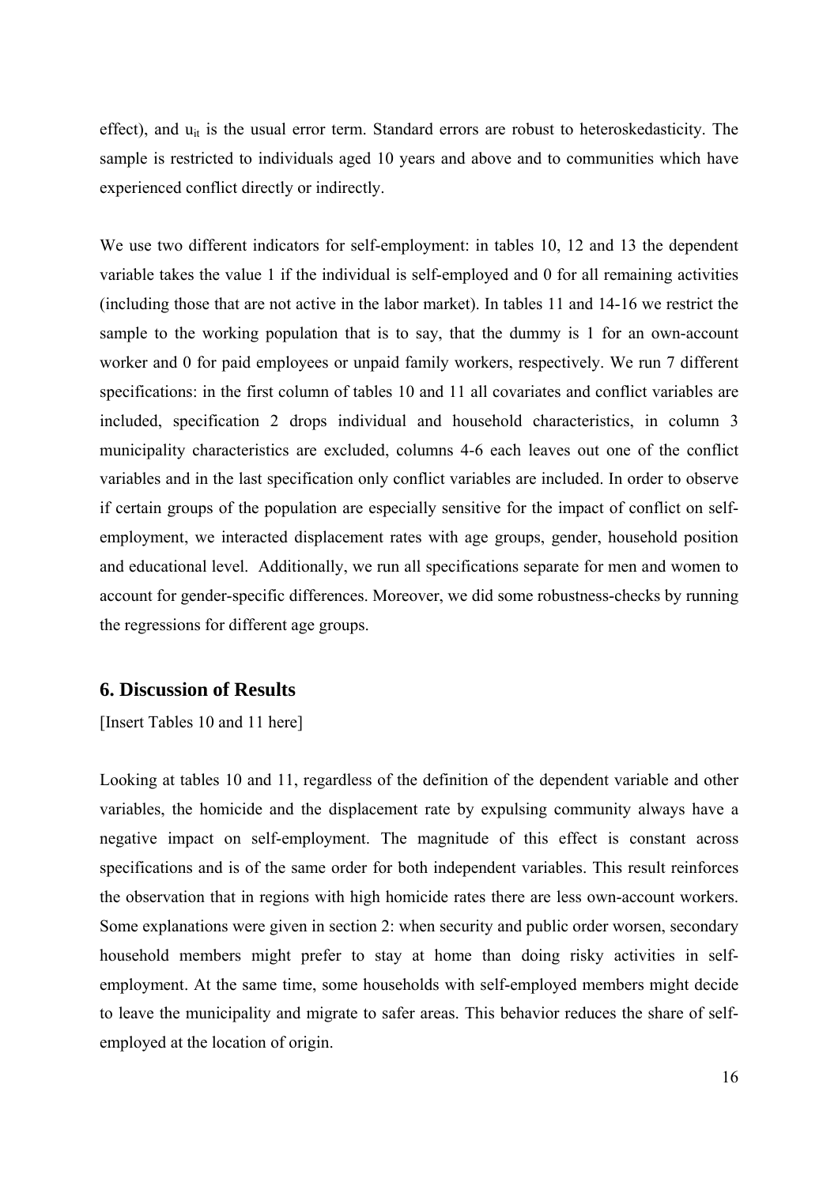effect), and $u_{it}$ is the usual error term. Standard errors are robust to heteroskedasticity. The sample is restricted to individuals aged 10 years and above and to communities which have experienced conflict directly or indirectly.

We use two different indicators for self-employment: in tables 10, 12 and 13 the dependent variable takes the value 1 if the individual is self-employed and 0 for all remaining activities (including those that are not active in the labor market). In tables 11 and 14-16 we restrict the sample to the working population that is to say, that the dummy is 1 for an own-account worker and 0 for paid employees or unpaid family workers, respectively. We run 7 different specifications: in the first column of tables 10 and 11 all covariates and conflict variables are included, specification 2 drops individual and household characteristics, in column 3 municipality characteristics are excluded, columns 4-6 each leaves out one of the conflict variables and in the last specification only conflict variables are included. In order to observe if certain groups of the population are especially sensitive for the impact of conflict on self-employment, we interacted displacement rates with age groups, gender, household position and educational level. Additionally, we run all specifications separate for men and women to account for gender-specific differences. Moreover, we did some robustness-checks by running the regressions for different age groups.

## 6. Discussion of Results

[Insert Tables 10 and 11 here]

Looking at tables 10 and 11, regardless of the definition of the dependent variable and other variables, the homicide and the displacement rate by expulsing community always have a negative impact on self-employment. The magnitude of this effect is constant across specifications and is of the same order for both independent variables. This result reinforces the observation that in regions with high homicide rates there are less own-account workers. Some explanations were given in section 2: when security and public order worsen, secondary household members might prefer to stay at home than doing risky activities in self-employment. At the same time, some households with self-employed members might decide to leave the municipality and migrate to safer areas. This behavior reduces the share of self-employed at the location of origin.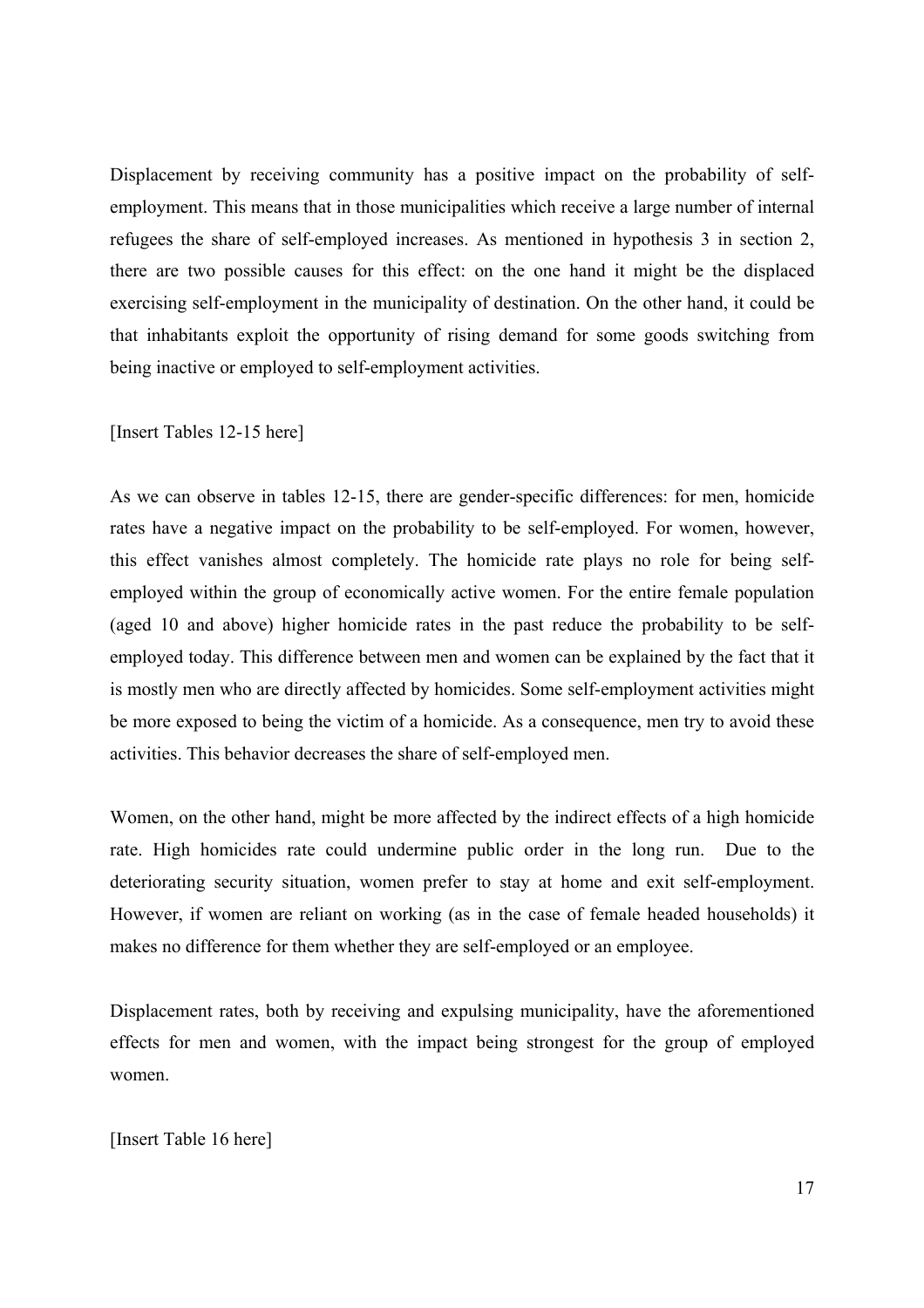Displacement by receiving community has a positive impact on the probability of self-employment. This means that in those municipalities which receive a large number of internal refugees the share of self-employed increases. As mentioned in hypothesis 3 in section 2, there are two possible causes for this effect: on the one hand it might be the displaced exercising self-employment in the municipality of destination. On the other hand, it could be that inhabitants exploit the opportunity of rising demand for some goods switching from being inactive or employed to self-employment activities.

[Insert Tables 12-15 here]

As we can observe in tables 12-15, there are gender-specific differences: for men, homicide rates have a negative impact on the probability to be self-employed. For women, however, this effect vanishes almost completely. The homicide rate plays no role for being self-employed within the group of economically active women. For the entire female population (aged 10 and above) higher homicide rates in the past reduce the probability to be self-employed today. This difference between men and women can be explained by the fact that it is mostly men who are directly affected by homicides. Some self-employment activities might be more exposed to being the victim of a homicide. As a consequence, men try to avoid these activities. This behavior decreases the share of self-employed men.

Women, on the other hand, might be more affected by the indirect effects of a high homicide rate. High homicides rate could undermine public order in the long run. Due to the deteriorating security situation, women prefer to stay at home and exit self-employment. However, if women are reliant on working (as in the case of female headed households) it makes no difference for them whether they are self-employed or an employee.

Displacement rates, both by receiving and expulsing municipality, have the aforementioned effects for men and women, with the impact being strongest for the group of employed women.

[Insert Table 16 here]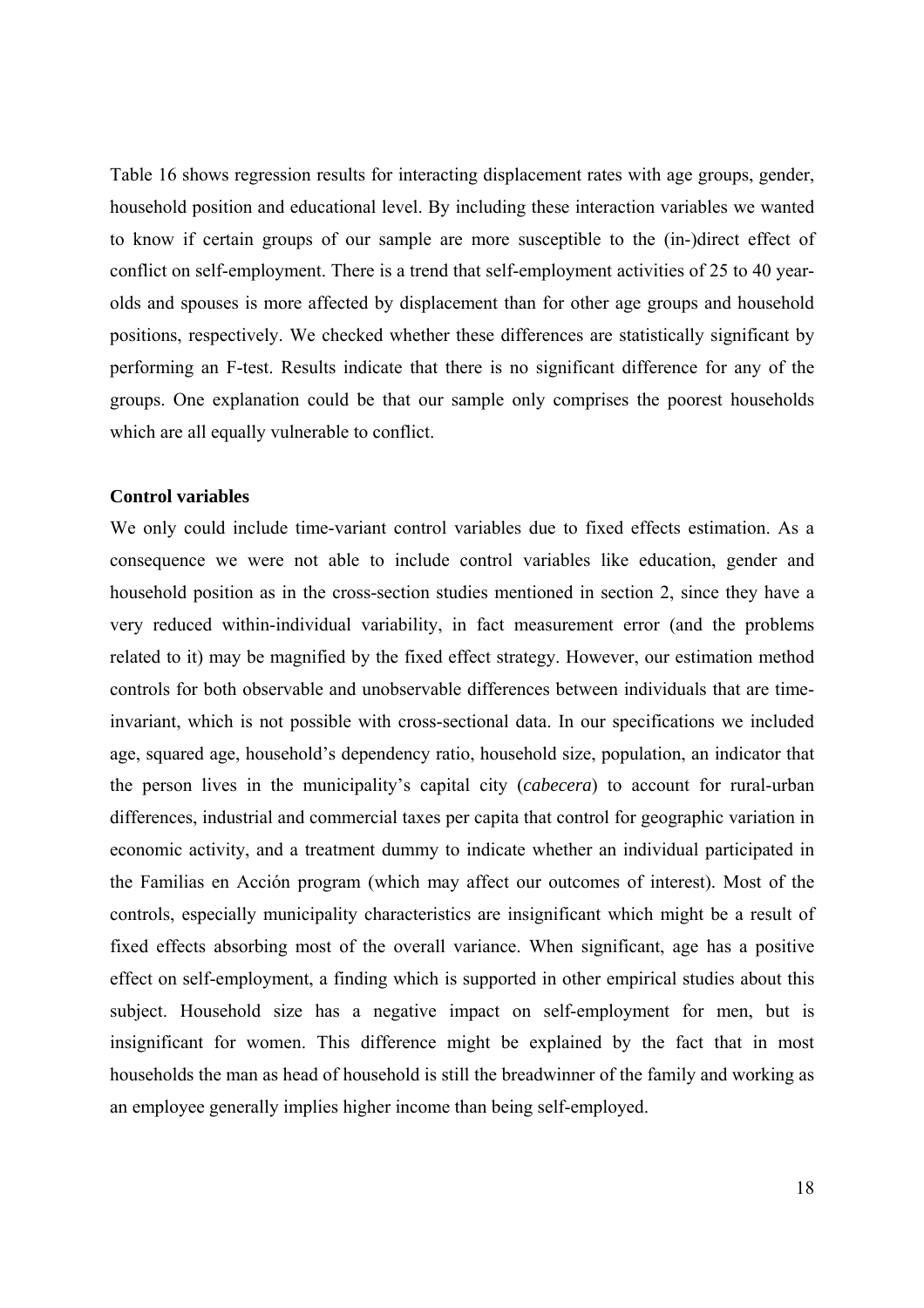Table 16 shows regression results for interacting displacement rates with age groups, gender, household position and educational level. By including these interaction variables we wanted to know if certain groups of our sample are more susceptible to the (in-)direct effect of conflict on self-employment. There is a trend that self-employment activities of 25 to 40 year-olds and spouses is more affected by displacement than for other age groups and household positions, respectively. We checked whether these differences are statistically significant by performing an F-test. Results indicate that there is no significant difference for any of the groups. One explanation could be that our sample only comprises the poorest households which are all equally vulnerable to conflict.

**Control variables**

We only could include time-variant control variables due to fixed effects estimation. As a consequence we were not able to include control variables like education, gender and household position as in the cross-section studies mentioned in section 2, since they have a very reduced within-individual variability, in fact measurement error (and the problems related to it) may be magnified by the fixed effect strategy. However, our estimation method controls for both observable and unobservable differences between individuals that are time-invariant, which is not possible with cross-sectional data. In our specifications we included age, squared age, household's dependency ratio, household size, population, an indicator that the person lives in the municipality's capital city (*cabecera*) to account for rural-urban differences, industrial and commercial taxes per capita that control for geographic variation in economic activity, and a treatment dummy to indicate whether an individual participated in the Familias en Acción program (which may affect our outcomes of interest). Most of the controls, especially municipality characteristics are insignificant which might be a result of fixed effects absorbing most of the overall variance. When significant, age has a positive effect on self-employment, a finding which is supported in other empirical studies about this subject. Household size has a negative impact on self-employment for men, but is insignificant for women. This difference might be explained by the fact that in most households the man as head of household is still the breadwinner of the family and working as an employee generally implies higher income than being self-employed.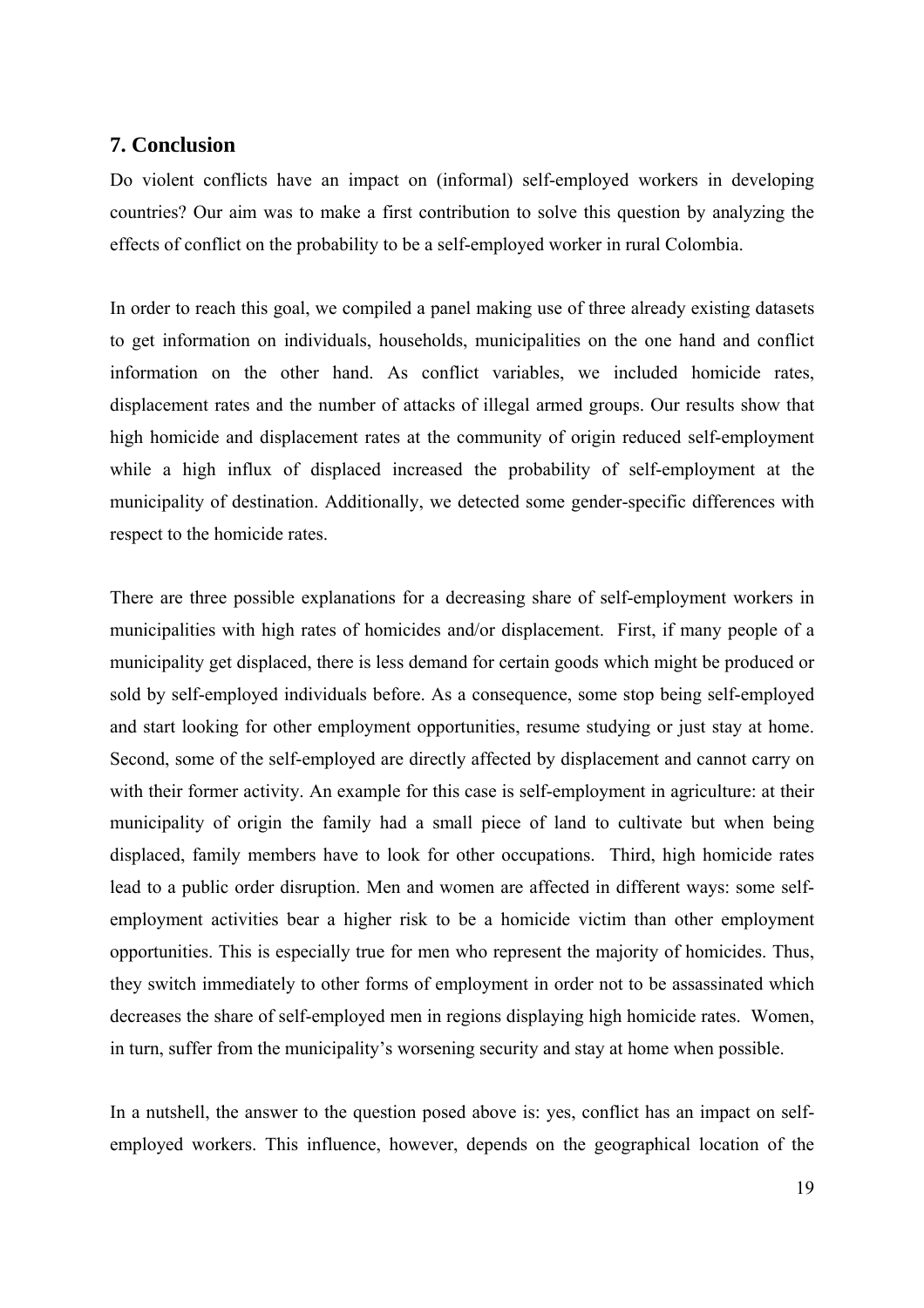## 7. Conclusion

Do violent conflicts have an impact on (informal) self-employed workers in developing countries? Our aim was to make a first contribution to solve this question by analyzing the effects of conflict on the probability to be a self-employed worker in rural Colombia.

In order to reach this goal, we compiled a panel making use of three already existing datasets to get information on individuals, households, municipalities on the one hand and conflict information on the other hand. As conflict variables, we included homicide rates, displacement rates and the number of attacks of illegal armed groups. Our results show that high homicide and displacement rates at the community of origin reduced self-employment while a high influx of displaced increased the probability of self-employment at the municipality of destination. Additionally, we detected some gender-specific differences with respect to the homicide rates.

There are three possible explanations for a decreasing share of self-employment workers in municipalities with high rates of homicides and/or displacement. First, if many people of a municipality get displaced, there is less demand for certain goods which might be produced or sold by self-employed individuals before. As a consequence, some stop being self-employed and start looking for other employment opportunities, resume studying or just stay at home. Second, some of the self-employed are directly affected by displacement and cannot carry on with their former activity. An example for this case is self-employment in agriculture: at their municipality of origin the family had a small piece of land to cultivate but when being displaced, family members have to look for other occupations. Third, high homicide rates lead to a public order disruption. Men and women are affected in different ways: some self-employment activities bear a higher risk to be a homicide victim than other employment opportunities. This is especially true for men who represent the majority of homicides. Thus, they switch immediately to other forms of employment in order not to be assassinated which decreases the share of self-employed men in regions displaying high homicide rates. Women, in turn, suffer from the municipality's worsening security and stay at home when possible.

In a nutshell, the answer to the question posed above is: yes, conflict has an impact on self-employed workers. This influence, however, depends on the geographical location of the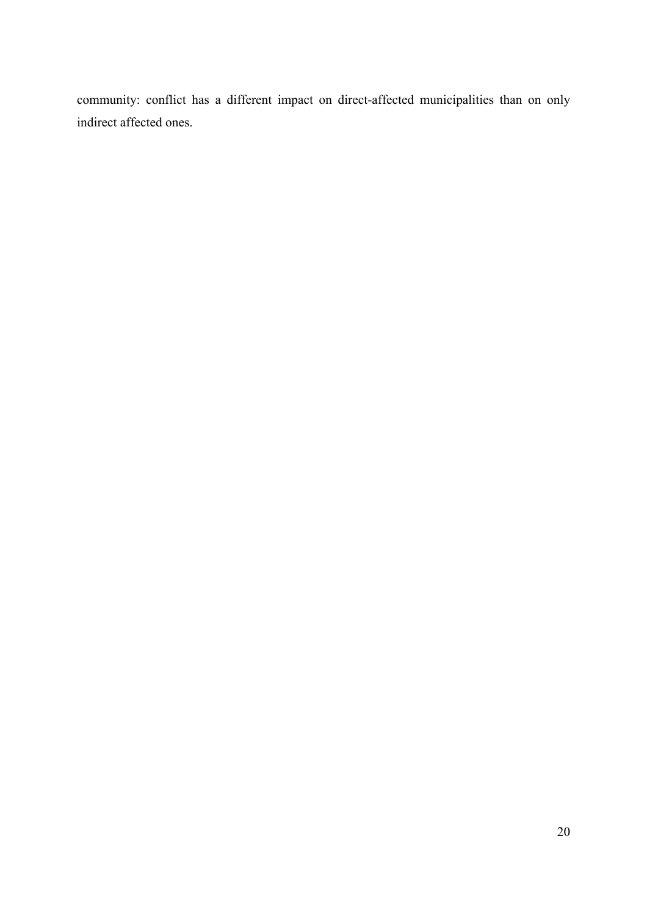community: conflict has a different impact on direct-affected municipalities than on only indirect affected ones.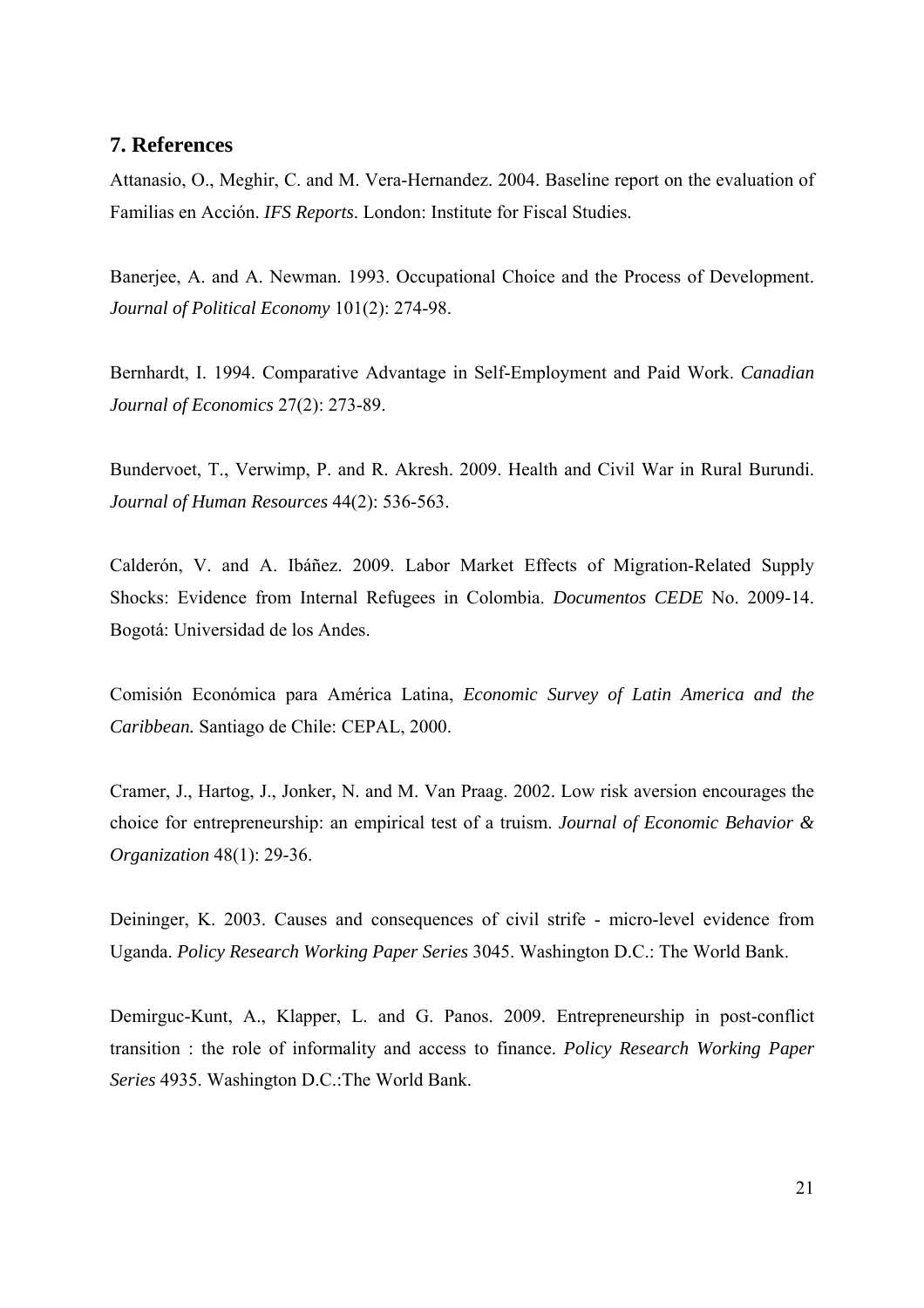## 7. References

Attanasio, O., Meghir, C. and M. Vera-Hernandez. 2004. Baseline report on the evaluation of Familias en Acción. *IFS Reports*. London: Institute for Fiscal Studies.

Banerjee, A. and A. Newman. 1993. Occupational Choice and the Process of Development. *Journal of Political Economy* 101(2): 274-98.

Bernhardt, I. 1994. Comparative Advantage in Self-Employment and Paid Work. *Canadian Journal of Economics* 27(2): 273-89.

Bundervoet, T., Verwimp, P. and R. Akresh. 2009. Health and Civil War in Rural Burundi. *Journal of Human Resources* 44(2): 536-563.

Calderón, V. and A. Ibáñez. 2009. Labor Market Effects of Migration-Related Supply Shocks: Evidence from Internal Refugees in Colombia. *Documentos CEDE* No. 2009-14. Bogotá: Universidad de los Andes.

Comisión Económica para América Latina, *Economic Survey of Latin America and the Caribbean.* Santiago de Chile: CEPAL, 2000.

Cramer, J., Hartog, J., Jonker, N. and M. Van Praag. 2002. Low risk aversion encourages the choice for entrepreneurship: an empirical test of a truism. *Journal of Economic Behavior & Organization* 48(1): 29-36.

Deininger, K. 2003. Causes and consequences of civil strife - micro-level evidence from Uganda. *Policy Research Working Paper Series* 3045. Washington D.C.: The World Bank.

Demirguc-Kunt, A., Klapper, L. and G. Panos. 2009. Entrepreneurship in post-conflict transition : the role of informality and access to finance. *Policy Research Working Paper Series* 4935. Washington D.C.:The World Bank.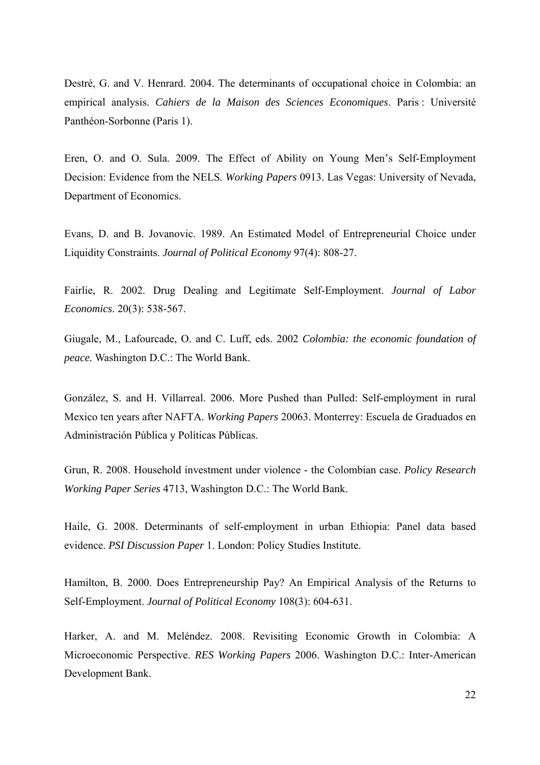Destré, G. and V. Henrard. 2004. The determinants of occupational choice in Colombia: an empirical analysis. *Cahiers de la Maison des Sciences Economiques*. Paris : Université Panthéon-Sorbonne (Paris 1).

Eren, O. and O. Sula. 2009. The Effect of Ability on Young Men's Self-Employment Decision: Evidence from the NELS. *Working Papers* 0913. Las Vegas: University of Nevada, Department of Economics.

Evans, D. and B. Jovanovic. 1989. An Estimated Model of Entrepreneurial Choice under Liquidity Constraints. *Journal of Political Economy* 97(4): 808-27.

Fairlie, R. 2002. Drug Dealing and Legitimate Self-Employment. *Journal of Labor Economics*. 20(3): 538-567.

Giugale, M., Lafourcade, O. and C. Luff, eds. 2002 *Colombia: the economic foundation of peace.* Washington D.C.: The World Bank.

González, S. and H. Villarreal. 2006. More Pushed than Pulled: Self-employment in rural Mexico ten years after NAFTA. *Working Papers* 20063. Monterrey: Escuela de Graduados en Administración Pública y Políticas Públicas.

Grun, R. 2008. Household investment under violence - the Colombian case. *Policy Research Working Paper Series* 4713, Washington D.C.: The World Bank.

Haile, G. 2008. Determinants of self-employment in urban Ethiopia: Panel data based evidence. *PSI Discussion Paper* 1. London: Policy Studies Institute.

Hamilton, B. 2000. Does Entrepreneurship Pay? An Empirical Analysis of the Returns to Self-Employment. *Journal of Political Economy* 108(3): 604-631.

Harker, A. and M. Meléndez. 2008. Revisiting Economic Growth in Colombia: A Microeconomic Perspective. *RES Working Papers* 2006. Washington D.C.: Inter-American Development Bank.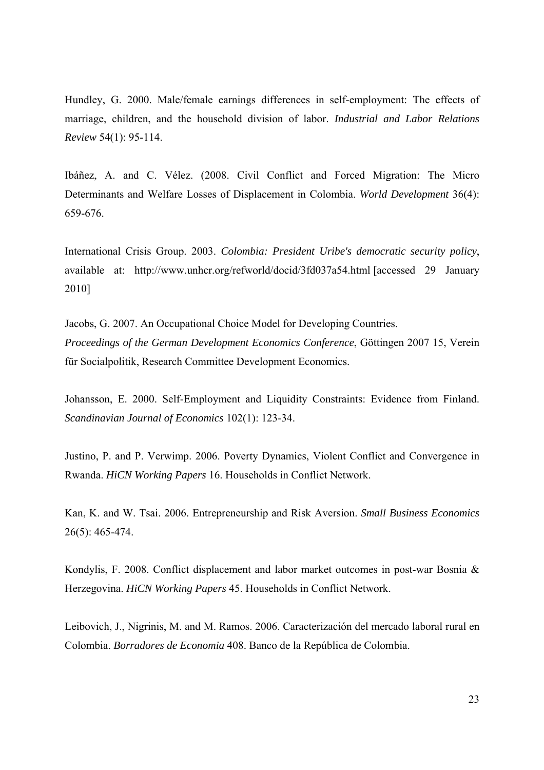Hundley, G. 2000. Male/female earnings differences in self-employment: The effects of marriage, children, and the household division of labor. *Industrial and Labor Relations Review* 54(1): 95-114.

Ibáñez, A. and C. Vélez. (2008. Civil Conflict and Forced Migration: The Micro Determinants and Welfare Losses of Displacement in Colombia. *World Development* 36(4): 659-676.

International Crisis Group. 2003. *Colombia: President Uribe's democratic security policy*, available at: http://www.unhcr.org/refworld/docid/3fd037a54.html [accessed 29 January 2010]

Jacobs, G. 2007. An Occupational Choice Model for Developing Countries. *Proceedings of the German Development Economics Conference*, Göttingen 2007 15, Verein für Socialpolitik, Research Committee Development Economics.

Johansson, E. 2000. Self-Employment and Liquidity Constraints: Evidence from Finland. *Scandinavian Journal of Economics* 102(1): 123-34.

Justino, P. and P. Verwimp. 2006. Poverty Dynamics, Violent Conflict and Convergence in Rwanda. *HiCN Working Papers* 16. Households in Conflict Network.

Kan, K. and W. Tsai. 2006. Entrepreneurship and Risk Aversion. *Small Business Economics* 26(5): 465-474.

Kondylis, F. 2008. Conflict displacement and labor market outcomes in post-war Bosnia & Herzegovina. *HiCN Working Papers* 45. Households in Conflict Network.

Leibovich, J., Nigrinis, M. and M. Ramos. 2006. Caracterización del mercado laboral rural en Colombia. *Borradores de Economia* 408. Banco de la República de Colombia.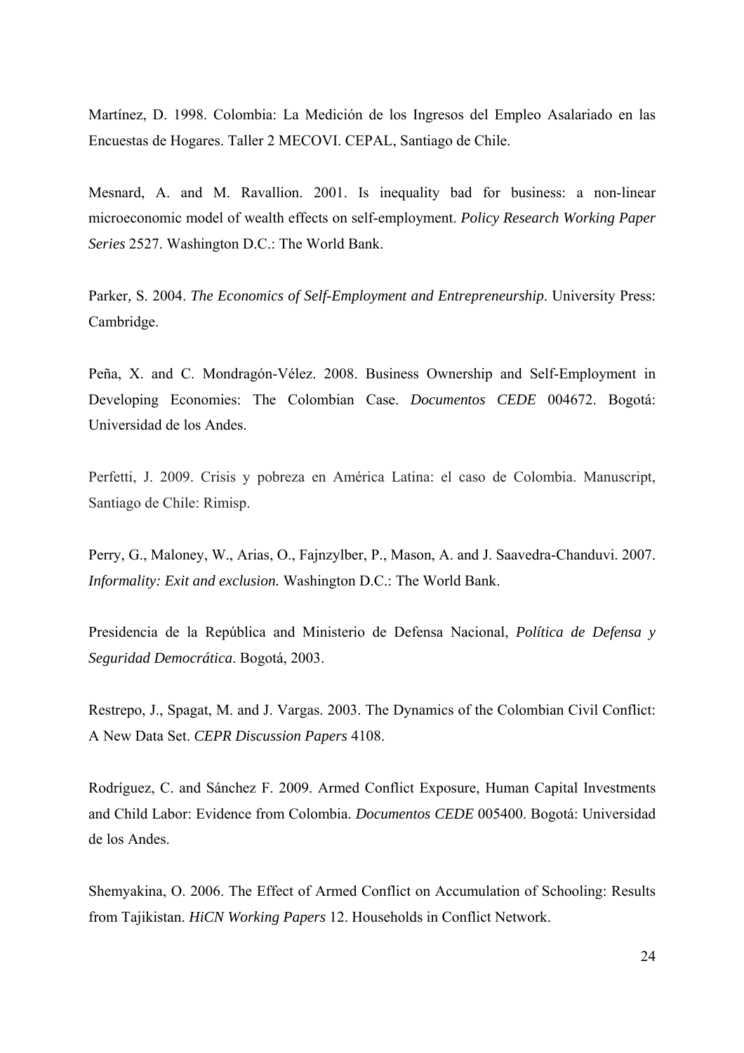Martínez, D. 1998. Colombia: La Medición de los Ingresos del Empleo Asalariado en las Encuestas de Hogares. Taller 2 MECOVI. CEPAL, Santiago de Chile.

Mesnard, A. and M. Ravallion. 2001. Is inequality bad for business: a non-linear microeconomic model of wealth effects on self-employment. *Policy Research Working Paper Series* 2527. Washington D.C.: The World Bank.

Parker, S. 2004. *The Economics of Self-Employment and Entrepreneurship*. University Press: Cambridge.

Peña, X. and C. Mondragón-Vélez. 2008. Business Ownership and Self-Employment in Developing Economies: The Colombian Case. *Documentos CEDE* 004672. Bogotá: Universidad de los Andes.

Perfetti, J. 2009. Crisis y pobreza en América Latina: el caso de Colombia. Manuscript, Santiago de Chile: Rimisp.

Perry, G., Maloney, W., Arias, O., Fajnzylber, P., Mason, A. and J. Saavedra-Chanduvi. 2007. ***Informality: Exit and exclusion.*** Washington D.C.: The World Bank.

Presidencia de la República and Ministerio de Defensa Nacional, *Política de Defensa y Seguridad Democrática*. Bogotá, 2003.

Restrepo, J., Spagat, M. and J. Vargas. 2003. The Dynamics of the Colombian Civil Conflict: A New Data Set. *CEPR Discussion Papers* 4108.

Rodríguez, C. and Sánchez F. 2009. Armed Conflict Exposure, Human Capital Investments and Child Labor: Evidence from Colombia. *Documentos CEDE* 005400. Bogotá: Universidad de los Andes.

Shemyakina, O. 2006. The Effect of Armed Conflict on Accumulation of Schooling: Results from Tajikistan. *HiCN Working Papers* 12. Households in Conflict Network.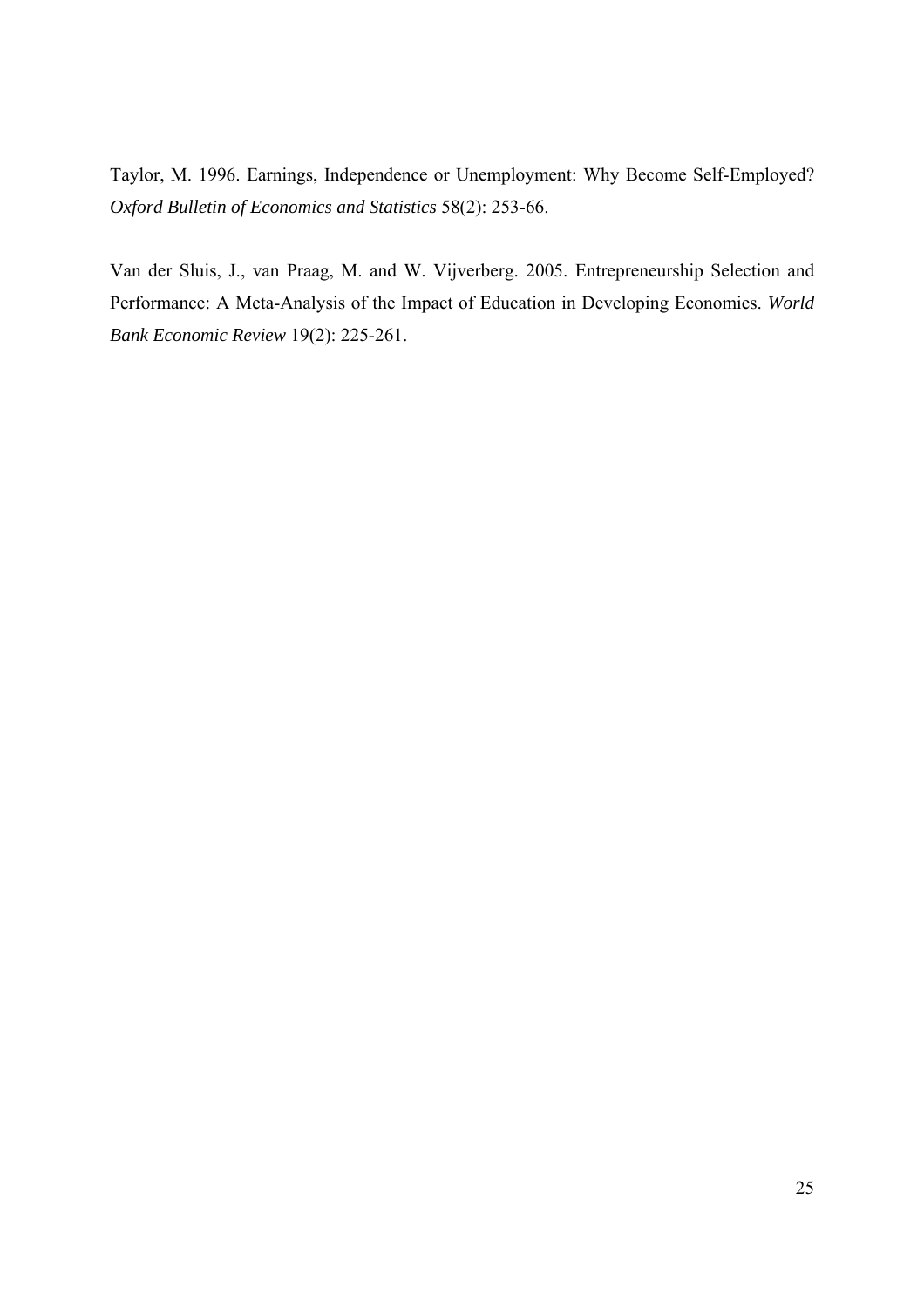Taylor, M. 1996. Earnings, Independence or Unemployment: Why Become Self-Employed? *Oxford Bulletin of Economics and Statistics* 58(2): 253-66.

Van der Sluis, J., van Praag, M. and W. Vijverberg. 2005. Entrepreneurship Selection and Performance: A Meta-Analysis of the Impact of Education in Developing Economies. *World Bank Economic Review* 19(2): 225-261.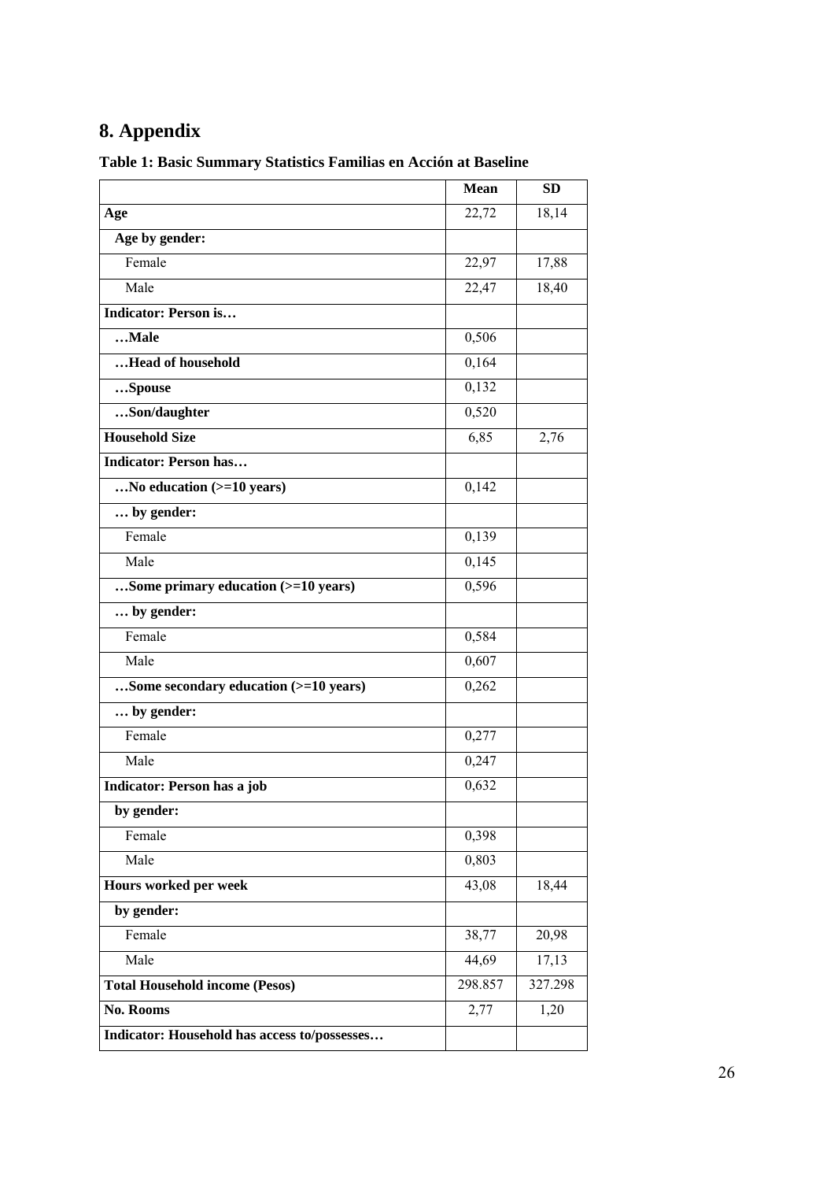# 8. Appendix

**Table 1: Basic Summary Statistics Familias en Acción at Baseline**

| | **Mean** | **SD** |
|---|---|---|
| **Age** | 22,72 | 18,14 |
| **Age by gender:** | | |
| Female | 22,97 | 17,88 |
| Male | 22,47 | 18,40 |
| **Indicator: Person is…** | | |
| **…Male** | 0,506 | |
| **…Head of household** | 0,164 | |
| **…Spouse** | 0,132 | |
| **…Son/daughter** | 0,520 | |
| **Household Size** | 6,85 | 2,76 |
| **Indicator: Person has…** | | |
| **…No education (>=10 years)** | 0,142 | |
| **… by gender:** | | |
| Female | 0,139 | |
| Male | 0,145 | |
| **…Some primary education (>=10 years)** | 0,596 | |
| **… by gender:** | | |
| Female | 0,584 | |
| Male | 0,607 | |
| **…Some secondary education (>=10 years)** | 0,262 | |
| **… by gender:** | | |
| Female | 0,277 | |
| Male | 0,247 | |
| **Indicator: Person has a job** | 0,632 | |
| **by gender:** | | |
| Female | 0,398 | |
| Male | 0,803 | |
| **Hours worked per week** | 43,08 | 18,44 |
| **by gender:** | | |
| Female | 38,77 | 20,98 |
| Male | 44,69 | 17,13 |
| **Total Household income (Pesos)** | 298.857 | 327.298 |
| **No. Rooms** | 2,77 | 1,20 |
| **Indicator: Household has access to/possesses…** | | |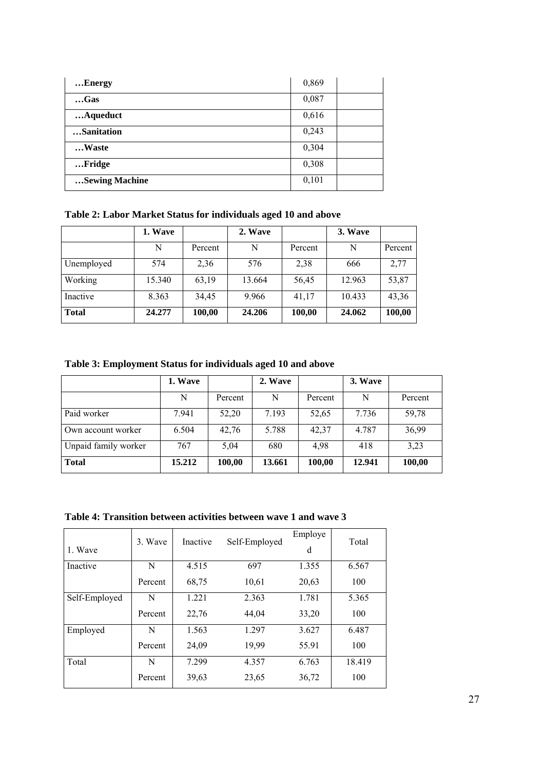| | | |
|---|---|---|
| **…Energy** | 0,869 | |
| **…Gas** | 0,087 | |
| **…Aqueduct** | 0,616 | |
| **…Sanitation** | 0,243 | |
| **…Waste** | 0,304 | |
| **…Fridge** | 0,308 | |
| **…Sewing Machine** | 0,101 | |

**Table 2: Labor Market Status for individuals aged 10 and above**

| | **1. Wave** | | **2. Wave** | | **3. Wave** | |
|---|---|---|---|---|---|---|
| | N | Percent | N | Percent | N | Percent |
| Unemployed | 574 | 2,36 | 576 | 2,38 | 666 | 2,77 |
| Working | 15.340 | 63,19 | 13.664 | 56,45 | 12.963 | 53,87 |
| Inactive | 8.363 | 34,45 | 9.966 | 41,17 | 10.433 | 43,36 |
| **Total** | **24.277** | **100,00** | **24.206** | **100,00** | **24.062** | **100,00** |

**Table 3: Employment Status for individuals aged 10 and above**

| | **1. Wave** | | **2. Wave** | | **3. Wave** | |
|---|---|---|---|---|---|---|
| | N | Percent | N | Percent | N | Percent |
| Paid worker | 7.941 | 52,20 | 7.193 | 52,65 | 7.736 | 59,78 |
| Own account worker | 6.504 | 42,76 | 5.788 | 42,37 | 4.787 | 36,99 |
| Unpaid family worker | 767 | 5,04 | 680 | 4,98 | 418 | 3,23 |
| **Total** | **15.212** | **100,00** | **13.661** | **100,00** | **12.941** | **100,00** |

**Table 4: Transition between activities between wave 1 and wave 3**

| 1. Wave | 3. Wave | Inactive | Self-Employed | Employed | Total |
|---|---|---|---|---|---|
| Inactive | N | 4.515 | 697 | 1.355 | 6.567 |
| | Percent | 68,75 | 10,61 | 20,63 | 100 |
| Self-Employed | N | 1.221 | 2.363 | 1.781 | 5.365 |
| | Percent | 22,76 | 44,04 | 33,20 | 100 |
| Employed | N | 1.563 | 1.297 | 3.627 | 6.487 |
| | Percent | 24,09 | 19,99 | 55.91 | 100 |
| Total | N | 7.299 | 4.357 | 6.763 | 18.419 |
| | Percent | 39,63 | 23,65 | 36,72 | 100 |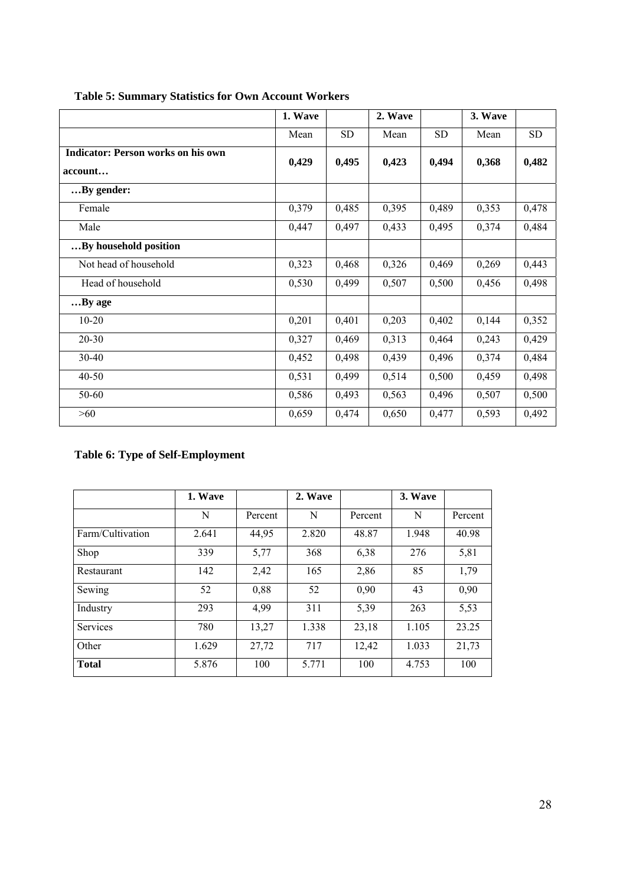**Table 5: Summary Statistics for Own Account Workers**

| | 1. Wave | | 2. Wave | | 3. Wave | |
|---|---|---|---|---|---|---|
| | Mean | SD | Mean | SD | Mean | SD |
| **Indicator: Person works on his own account…** | **0,429** | **0,495** | **0,423** | **0,494** | **0,368** | **0,482** |
| **…By gender:** | | | | | | |
| Female | 0,379 | 0,485 | 0,395 | 0,489 | 0,353 | 0,478 |
| Male | 0,447 | 0,497 | 0,433 | 0,495 | 0,374 | 0,484 |
| **…By household position** | | | | | | |
| Not head of household | 0,323 | 0,468 | 0,326 | 0,469 | 0,269 | 0,443 |
| Head of household | 0,530 | 0,499 | 0,507 | 0,500 | 0,456 | 0,498 |
| **…By age** | | | | | | |
| 10-20 | 0,201 | 0,401 | 0,203 | 0,402 | 0,144 | 0,352 |
| 20-30 | 0,327 | 0,469 | 0,313 | 0,464 | 0,243 | 0,429 |
| 30-40 | 0,452 | 0,498 | 0,439 | 0,496 | 0,374 | 0,484 |
| 40-50 | 0,531 | 0,499 | 0,514 | 0,500 | 0,459 | 0,498 |
| 50-60 | 0,586 | 0,493 | 0,563 | 0,496 | 0,507 | 0,500 |
| >60 | 0,659 | 0,474 | 0,650 | 0,477 | 0,593 | 0,492 |

**Table 6: Type of Self-Employment**

| | 1. Wave | | 2. Wave | | 3. Wave | |
|---|---|---|---|---|---|---|
| | N | Percent | N | Percent | N | Percent |
| Farm/Cultivation | 2.641 | 44,95 | 2.820 | 48.87 | 1.948 | 40.98 |
| Shop | 339 | 5,77 | 368 | 6,38 | 276 | 5,81 |
| Restaurant | 142 | 2,42 | 165 | 2,86 | 85 | 1,79 |
| Sewing | 52 | 0,88 | 52 | 0,90 | 43 | 0,90 |
| Industry | 293 | 4,99 | 311 | 5,39 | 263 | 5,53 |
| Services | 780 | 13,27 | 1.338 | 23,18 | 1.105 | 23.25 |
| Other | 1.629 | 27,72 | 717 | 12,42 | 1.033 | 21,73 |
| **Total** | 5.876 | 100 | 5.771 | 100 | 4.753 | 100 |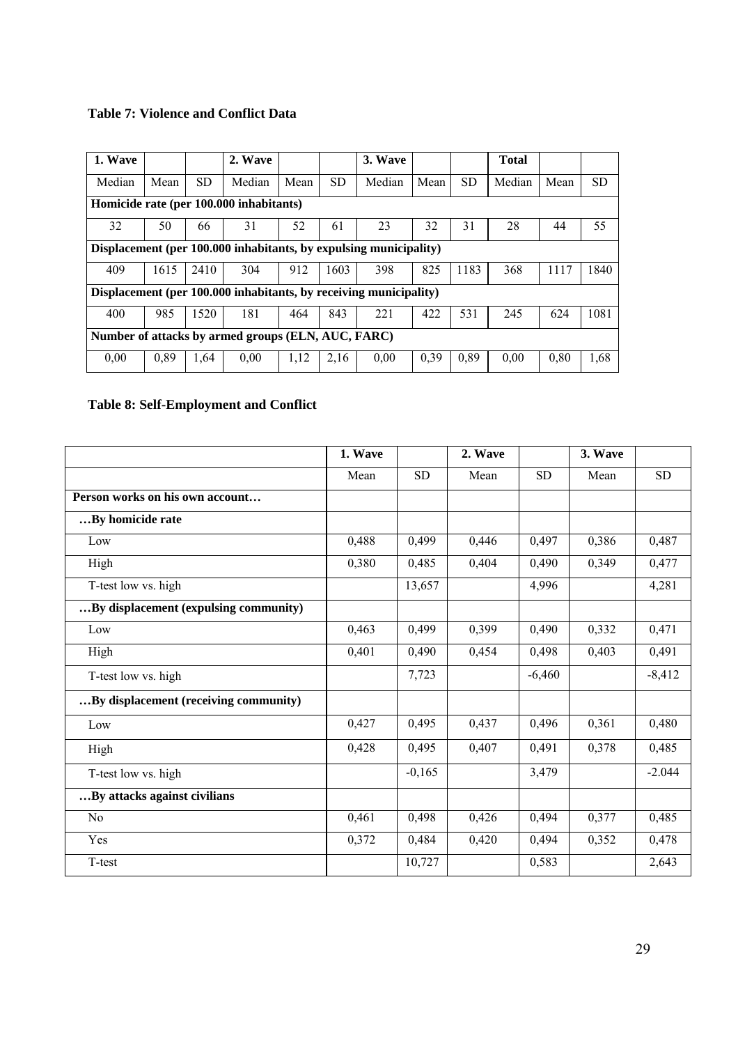**Table 7: Violence and Conflict Data**

| 1. Wave | | | 2. Wave | | | 3. Wave | | | Total | | |
|---|---|---|---|---|---|---|---|---|---|---|---|
| Median | Mean | SD | Median | Mean | SD | Median | Mean | SD | Median | Mean | SD |
| **Homicide rate (per 100.000 inhabitants)** | | | | | | | | | | | |
| 32 | 50 | 66 | 31 | 52 | 61 | 23 | 32 | 31 | 28 | 44 | 55 |
| **Displacement (per 100.000 inhabitants, by expulsing municipality)** | | | | | | | | | | | |
| 409 | 1615 | 2410 | 304 | 912 | 1603 | 398 | 825 | 1183 | 368 | 1117 | 1840 |
| **Displacement (per 100.000 inhabitants, by receiving municipality)** | | | | | | | | | | | |
| 400 | 985 | 1520 | 181 | 464 | 843 | 221 | 422 | 531 | 245 | 624 | 1081 |
| **Number of attacks by armed groups (ELN, AUC, FARC)** | | | | | | | | | | | |
| 0,00 | 0,89 | 1,64 | 0,00 | 1,12 | 2,16 | 0,00 | 0,39 | 0,89 | 0,00 | 0,80 | 1,68 |

**Table 8: Self-Employment and Conflict**

| | 1. Wave | | 2. Wave | | 3. Wave | |
|---|---|---|---|---|---|---|
| | Mean | SD | Mean | SD | Mean | SD |
| **Person works on his own account…** | | | | | | |
| **…By homicide rate** | | | | | | |
| Low | 0,488 | 0,499 | 0,446 | 0,497 | 0,386 | 0,487 |
| High | 0,380 | 0,485 | 0,404 | 0,490 | 0,349 | 0,477 |
| T-test low vs. high | | 13,657 | | 4,996 | | 4,281 |
| **…By displacement (expulsing community)** | | | | | | |
| Low | 0,463 | 0,499 | 0,399 | 0,490 | 0,332 | 0,471 |
| High | 0,401 | 0,490 | 0,454 | 0,498 | 0,403 | 0,491 |
| T-test low vs. high | | 7,723 | | -6,460 | | -8,412 |
| **…By displacement (receiving community)** | | | | | | |
| Low | 0,427 | 0,495 | 0,437 | 0,496 | 0,361 | 0,480 |
| High | 0,428 | 0,495 | 0,407 | 0,491 | 0,378 | 0,485 |
| T-test low vs. high | | -0,165 | | 3,479 | | -2.044 |
| **…By attacks against civilians** | | | | | | |
| No | 0,461 | 0,498 | 0,426 | 0,494 | 0,377 | 0,485 |
| Yes | 0,372 | 0,484 | 0,420 | 0,494 | 0,352 | 0,478 |
| T-test | | 10,727 | | 0,583 | | 2,643 |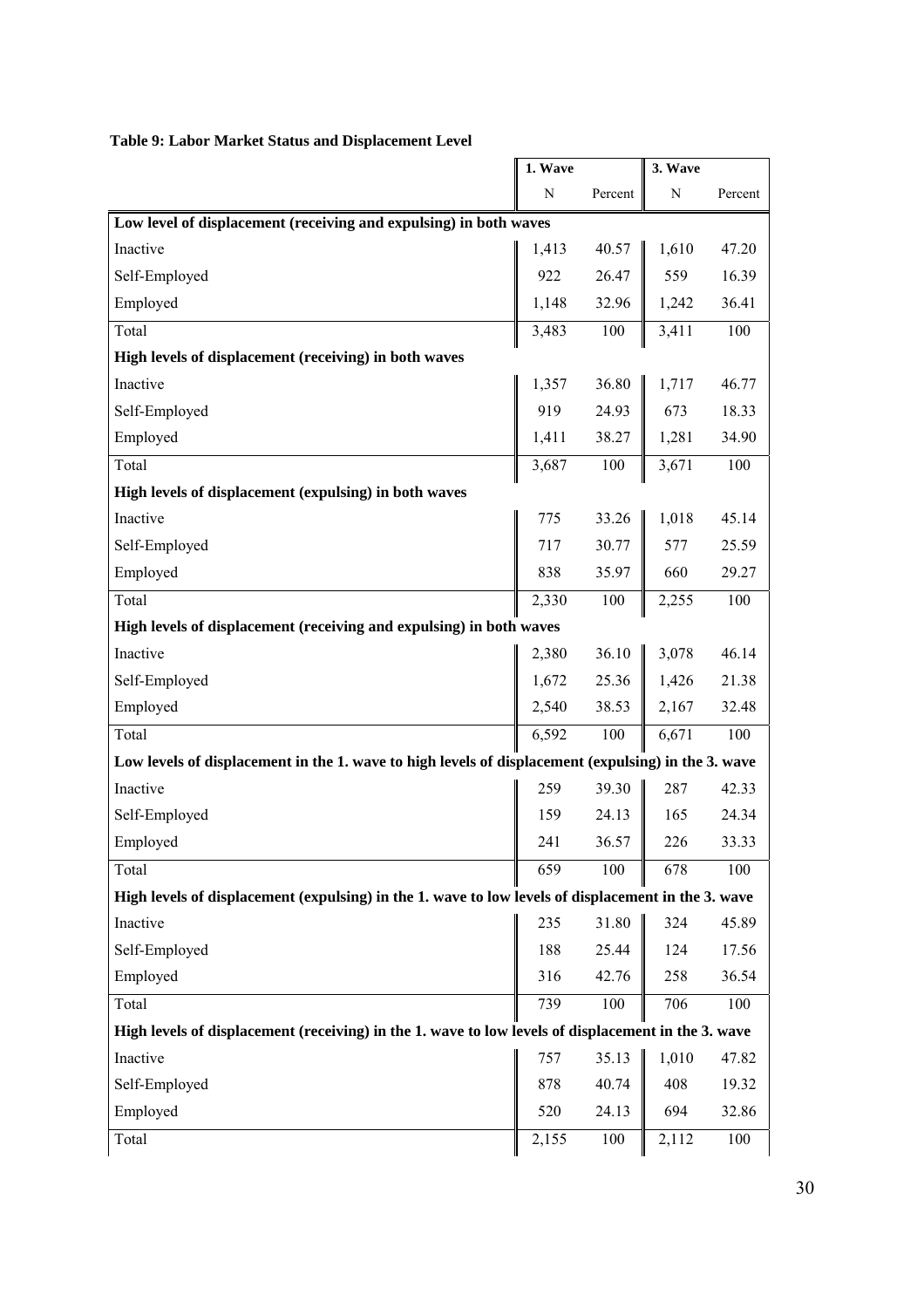**Table 9: Labor Market Status and Displacement Level**

| | 1. Wave | | 3. Wave | |
|---|---|---|---|---|
| | N | Percent | N | Percent |
| **Low level of displacement (receiving and expulsing) in both waves** | | | | |
| Inactive | 1,413 | 40.57 | 1,610 | 47.20 |
| Self-Employed | 922 | 26.47 | 559 | 16.39 |
| Employed | 1,148 | 32.96 | 1,242 | 36.41 |
| Total | 3,483 | 100 | 3,411 | 100 |
| **High levels of displacement (receiving) in both waves** | | | | |
| Inactive | 1,357 | 36.80 | 1,717 | 46.77 |
| Self-Employed | 919 | 24.93 | 673 | 18.33 |
| Employed | 1,411 | 38.27 | 1,281 | 34.90 |
| Total | 3,687 | 100 | 3,671 | 100 |
| **High levels of displacement (expulsing) in both waves** | | | | |
| Inactive | 775 | 33.26 | 1,018 | 45.14 |
| Self-Employed | 717 | 30.77 | 577 | 25.59 |
| Employed | 838 | 35.97 | 660 | 29.27 |
| Total | 2,330 | 100 | 2,255 | 100 |
| **High levels of displacement (receiving and expulsing) in both waves** | | | | |
| Inactive | 2,380 | 36.10 | 3,078 | 46.14 |
| Self-Employed | 1,672 | 25.36 | 1,426 | 21.38 |
| Employed | 2,540 | 38.53 | 2,167 | 32.48 |
| Total | 6,592 | 100 | 6,671 | 100 |
| **Low levels of displacement in the 1. wave to high levels of displacement (expulsing) in the 3. wave** | | | | |
| Inactive | 259 | 39.30 | 287 | 42.33 |
| Self-Employed | 159 | 24.13 | 165 | 24.34 |
| Employed | 241 | 36.57 | 226 | 33.33 |
| Total | 659 | 100 | 678 | 100 |
| **High levels of displacement (expulsing) in the 1. wave to low levels of displacement in the 3. wave** | | | | |
| Inactive | 235 | 31.80 | 324 | 45.89 |
| Self-Employed | 188 | 25.44 | 124 | 17.56 |
| Employed | 316 | 42.76 | 258 | 36.54 |
| Total | 739 | 100 | 706 | 100 |
| **High levels of displacement (receiving) in the 1. wave to low levels of displacement in the 3. wave** | | | | |
| Inactive | 757 | 35.13 | 1,010 | 47.82 |
| Self-Employed | 878 | 40.74 | 408 | 19.32 |
| Employed | 520 | 24.13 | 694 | 32.86 |
| Total | 2,155 | 100 | 2,112 | 100 |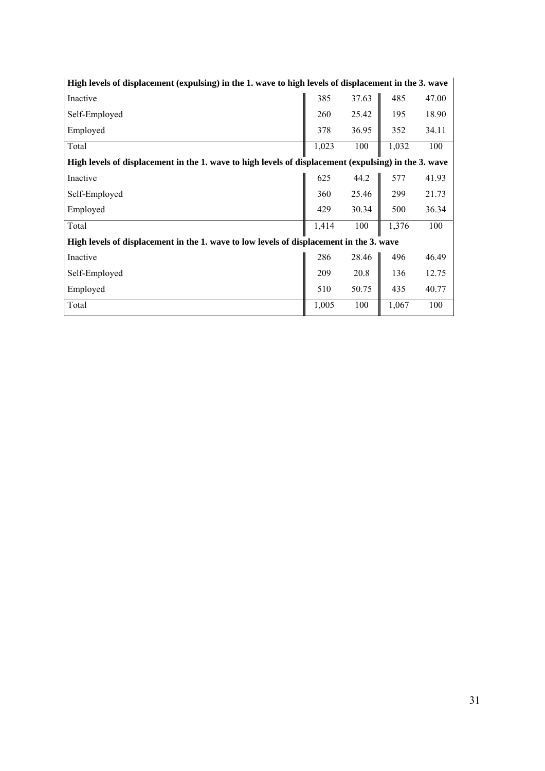| High levels of displacement (expulsing) in the 1. wave to high levels of displacement in the 3. wave | | | | |
|---|---|---|---|---|
| Inactive | 385 | 37.63 | 485 | 47.00 |
| Self-Employed | 260 | 25.42 | 195 | 18.90 |
| Employed | 378 | 36.95 | 352 | 34.11 |
| Total | 1,023 | 100 | 1,032 | 100 |
| **High levels of displacement in the 1. wave to high levels of displacement (expulsing) in the 3. wave** | | | | |
| Inactive | 625 | 44.2 | 577 | 41.93 |
| Self-Employed | 360 | 25.46 | 299 | 21.73 |
| Employed | 429 | 30.34 | 500 | 36.34 |
| Total | 1,414 | 100 | 1,376 | 100 |
| **High levels of displacement in the 1. wave to low levels of displacement in the 3. wave** | | | | |
| Inactive | 286 | 28.46 | 496 | 46.49 |
| Self-Employed | 209 | 20.8 | 136 | 12.75 |
| Employed | 510 | 50.75 | 435 | 40.77 |
| Total | 1,005 | 100 | 1,067 | 100 |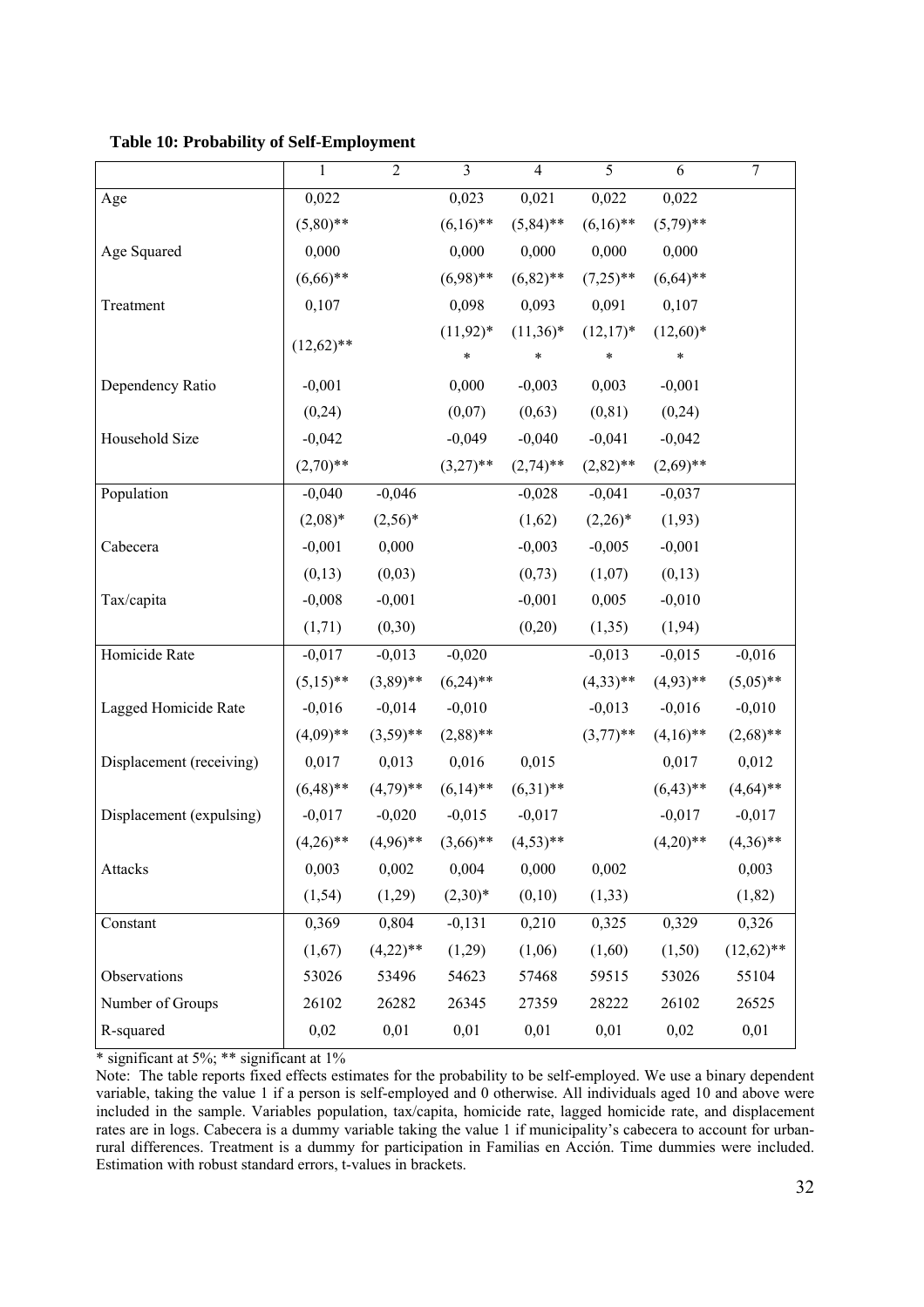**Table 10: Probability of Self-Employment**

| | 1 | 2 | 3 | 4 | 5 | 6 | 7 |
|---|---|---|---|---|---|---|---|
| Age | 0,022 | | 0,023 | 0,021 | 0,022 | 0,022 | |
| | (5,80)** | | (6,16)** | (5,84)** | (6,16)** | (5,79)** | |
| Age Squared | 0,000 | | 0,000 | 0,000 | 0,000 | 0,000 | |
| | (6,66)** | | (6,98)** | (6,82)** | (7,25)** | (6,64)** | |
| Treatment | 0,107 | | 0,098 | 0,093 | 0,091 | 0,107 | |
| | (12,62)** | | (11,92)** | (11,36)** | (12,17)** | (12,60)** | |
| Dependency Ratio | -0,001 | | 0,000 | -0,003 | 0,003 | -0,001 | |
| | (0,24) | | (0,07) | (0,63) | (0,81) | (0,24) | |
| Household Size | -0,042 | | -0,049 | -0,040 | -0,041 | -0,042 | |
| | (2,70)** | | (3,27)** | (2,74)** | (2,82)** | (2,69)** | |
| Population | -0,040 | -0,046 | | -0,028 | -0,041 | -0,037 | |
| | (2,08)* | (2,56)* | | (1,62) | (2,26)* | (1,93) | |
| Cabecera | -0,001 | 0,000 | | -0,003 | -0,005 | -0,001 | |
| | (0,13) | (0,03) | | (0,73) | (1,07) | (0,13) | |
| Tax/capita | -0,008 | -0,001 | | -0,001 | 0,005 | -0,010 | |
| | (1,71) | (0,30) | | (0,20) | (1,35) | (1,94) | |
| Homicide Rate | -0,017 | -0,013 | -0,020 | | -0,013 | -0,015 | -0,016 |
| | (5,15)** | (3,89)** | (6,24)** | | (4,33)** | (4,93)** | (5,05)** |
| Lagged Homicide Rate | -0,016 | -0,014 | -0,010 | | -0,013 | -0,016 | -0,010 |
| | (4,09)** | (3,59)** | (2,88)** | | (3,77)** | (4,16)** | (2,68)** |
| Displacement (receiving) | 0,017 | 0,013 | 0,016 | 0,015 | | 0,017 | 0,012 |
| | (6,48)** | (4,79)** | (6,14)** | (6,31)** | | (6,43)** | (4,64)** |
| Displacement (expulsing) | -0,017 | -0,020 | -0,015 | -0,017 | | -0,017 | -0,017 |
| | (4,26)** | (4,96)** | (3,66)** | (4,53)** | | (4,20)** | (4,36)** |
| Attacks | 0,003 | 0,002 | 0,004 | 0,000 | 0,002 | | 0,003 |
| | (1,54) | (1,29) | (2,30)* | (0,10) | (1,33) | | (1,82) |
| Constant | 0,369 | 0,804 | -0,131 | 0,210 | 0,325 | 0,329 | 0,326 |
| | (1,67) | (4,22)** | (1,29) | (1,06) | (1,60) | (1,50) | (12,62)** |
| Observations | 53026 | 53496 | 54623 | 57468 | 59515 | 53026 | 55104 |
| Number of Groups | 26102 | 26282 | 26345 | 27359 | 28222 | 26102 | 26525 |
| R-squared | 0,02 | 0,01 | 0,01 | 0,01 | 0,01 | 0,02 | 0,01 |

* significant at 5%; ** significant at 1%

Note: The table reports fixed effects estimates for the probability to be self-employed. We use a binary dependent variable, taking the value 1 if a person is self-employed and 0 otherwise. All individuals aged 10 and above were included in the sample. Variables population, tax/capita, homicide rate, lagged homicide rate, and displacement rates are in logs. Cabecera is a dummy variable taking the value 1 if municipality's cabecera to account for urban-rural differences. Treatment is a dummy for participation in Familias en Acción. Time dummies were included. Estimation with robust standard errors, t-values in brackets.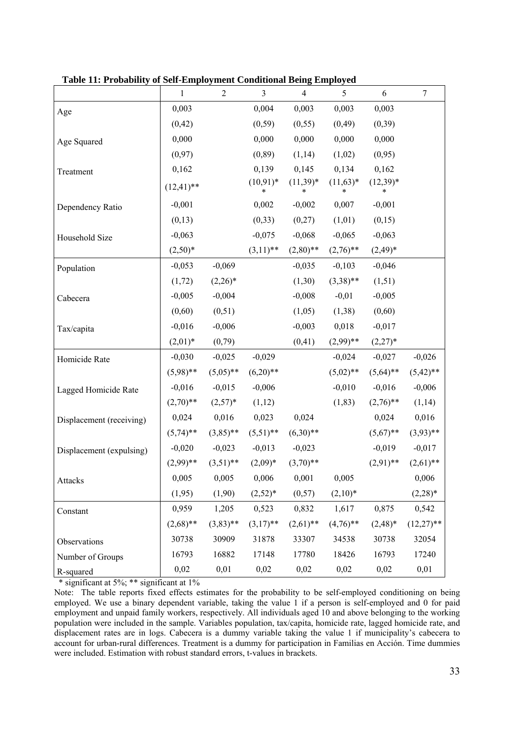**Table 11: Probability of Self-Employment Conditional Being Employed**

| | 1 | 2 | 3 | 4 | 5 | 6 | 7 |
|---|---|---|---|---|---|---|---|
| Age | 0,003 | | 0,004 | 0,003 | 0,003 | 0,003 | |
| | (0,42) | | (0,59) | (0,55) | (0,49) | (0,39) | |
| Age Squared | 0,000 | | 0,000 | 0,000 | 0,000 | 0,000 | |
| | (0,97) | | (0,89) | (1,14) | (1,02) | (0,95) | |
| Treatment | 0,162 | | 0,139 | 0,145 | 0,134 | 0,162 | |
| | (12,41)** | | (10,91)** | (11,39)** | (11,63)** | (12,39)** | |
| Dependency Ratio | -0,001 | | 0,002 | -0,002 | 0,007 | -0,001 | |
| | (0,13) | | (0,33) | (0,27) | (1,01) | (0,15) | |
| Household Size | -0,063 | | -0,075 | -0,068 | -0,065 | -0,063 | |
| | (2,50)* | | (3,11)** | (2,80)** | (2,76)** | (2,49)* | |
| Population | -0,053 | -0,069 | | -0,035 | -0,103 | -0,046 | |
| | (1,72) | (2,26)* | | (1,30) | (3,38)** | (1,51) | |
| Cabecera | -0,005 | -0,004 | | -0,008 | -0,01 | -0,005 | |
| | (0,60) | (0,51) | | (1,05) | (1,38) | (0,60) | |
| Tax/capita | -0,016 | -0,006 | | -0,003 | 0,018 | -0,017 | |
| | (2,01)* | (0,79) | | (0,41) | (2,99)** | (2,27)* | |
| Homicide Rate | -0,030 | -0,025 | -0,029 | | -0,024 | -0,027 | -0,026 |
| | (5,98)** | (5,05)** | (6,20)** | | (5,02)** | (5,64)** | (5,42)** |
| Lagged Homicide Rate | -0,016 | -0,015 | -0,006 | | -0,010 | -0,016 | -0,006 |
| | (2,70)** | (2,57)* | (1,12) | | (1,83) | (2,76)** | (1,14) |
| Displacement (receiving) | 0,024 | 0,016 | 0,023 | 0,024 | | 0,024 | 0,016 |
| | (5,74)** | (3,85)** | (5,51)** | (6,30)** | | (5,67)** | (3,93)** |
| Displacement (expulsing) | -0,020 | -0,023 | -0,013 | -0,023 | | -0,019 | -0,017 |
| | (2,99)** | (3,51)** | (2,09)* | (3,70)** | | (2,91)** | (2,61)** |
| Attacks | 0,005 | 0,005 | 0,006 | 0,001 | 0,005 | | 0,006 |
| | (1,95) | (1,90) | (2,52)* | (0,57) | (2,10)* | | (2,28)* |
| Constant | 0,959 | 1,205 | 0,523 | 0,832 | 1,617 | 0,875 | 0,542 |
| | (2,68)** | (3,83)** | (3,17)** | (2,61)** | (4,76)** | (2,48)* | (12,27)** |
| Observations | 30738 | 30909 | 31878 | 33307 | 34538 | 30738 | 32054 |
| Number of Groups | 16793 | 16882 | 17148 | 17780 | 18426 | 16793 | 17240 |
| R-squared | 0,02 | 0,01 | 0,02 | 0,02 | 0,02 | 0,02 | 0,01 |

\* significant at 5%; ** significant at 1%

Note: The table reports fixed effects estimates for the probability to be self-employed conditioning on being employed. We use a binary dependent variable, taking the value 1 if a person is self-employed and 0 for paid employment and unpaid family workers, respectively. All individuals aged 10 and above belonging to the working population were included in the sample. Variables population, tax/capita, homicide rate, lagged homicide rate, and displacement rates are in logs. Cabecera is a dummy variable taking the value 1 if municipality's cabecera to account for urban-rural differences. Treatment is a dummy for participation in Familias en Acción. Time dummies were included. Estimation with robust standard errors, t-values in brackets.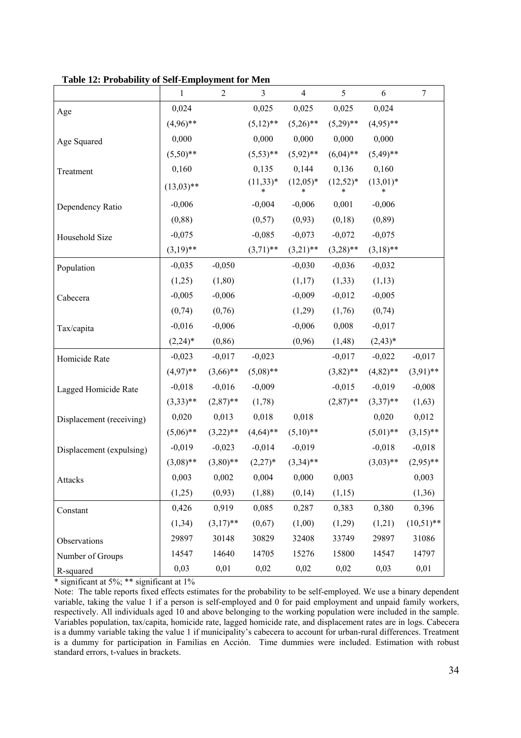**Table 12: Probability of Self-Employment for Men**

| | 1 | 2 | 3 | 4 | 5 | 6 | 7 |
|---|---|---|---|---|---|---|---|
| Age | 0,024 | | 0,025 | 0,025 | 0,025 | 0,024 | |
| | (4,96)** | | (5,12)** | (5,26)** | (5,29)** | (4,95)** | |
| Age Squared | 0,000 | | 0,000 | 0,000 | 0,000 | 0,000 | |
| | (5,50)** | | (5,53)** | (5,92)** | (6,04)** | (5,49)** | |
| Treatment | 0,160 | | 0,135 | 0,144 | 0,136 | 0,160 | |
| | (13,03)** | | (11,33)** | (12,05)** | (12,52)** | (13,01)** | |
| Dependency Ratio | -0,006 | | -0,004 | -0,006 | 0,001 | -0,006 | |
| | (0,88) | | (0,57) | (0,93) | (0,18) | (0,89) | |
| Household Size | -0,075 | | -0,085 | -0,073 | -0,072 | -0,075 | |
| | (3,19)** | | (3,71)** | (3,21)** | (3,28)** | (3,18)** | |
| Population | -0,035 | -0,050 | | -0,030 | -0,036 | -0,032 | |
| | (1,25) | (1,80) | | (1,17) | (1,33) | (1,13) | |
| Cabecera | -0,005 | -0,006 | | -0,009 | -0,012 | -0,005 | |
| | (0,74) | (0,76) | | (1,29) | (1,76) | (0,74) | |
| Tax/capita | -0,016 | -0,006 | | -0,006 | 0,008 | -0,017 | |
| | (2,24)* | (0,86) | | (0,96) | (1,48) | (2,43)* | |
| Homicide Rate | -0,023 | -0,017 | -0,023 | | -0,017 | -0,022 | -0,017 |
| | (4,97)** | (3,66)** | (5,08)** | | (3,82)** | (4,82)** | (3,91)** |
| Lagged Homicide Rate | -0,018 | -0,016 | -0,009 | | -0,015 | -0,019 | -0,008 |
| | (3,33)** | (2,87)** | (1,78) | | (2,87)** | (3,37)** | (1,63) |
| Displacement (receiving) | 0,020 | 0,013 | 0,018 | 0,018 | | 0,020 | 0,012 |
| | (5,06)** | (3,22)** | (4,64)** | (5,10)** | | (5,01)** | (3,15)** |
| Displacement (expulsing) | -0,019 | -0,023 | -0,014 | -0,019 | | -0,018 | -0,018 |
| | (3,08)** | (3,80)** | (2,27)* | (3,34)** | | (3,03)** | (2,95)** |
| Attacks | 0,003 | 0,002 | 0,004 | 0,000 | 0,003 | | 0,003 |
| | (1,25) | (0,93) | (1,88) | (0,14) | (1,15) | | (1,36) |
| Constant | 0,426 | 0,919 | 0,085 | 0,287 | 0,383 | 0,380 | 0,396 |
| | (1,34) | (3,17)** | (0,67) | (1,00) | (1,29) | (1,21) | (10,51)** |
| Observations | 29897 | 30148 | 30829 | 32408 | 33749 | 29897 | 31086 |
| Number of Groups | 14547 | 14640 | 14705 | 15276 | 15800 | 14547 | 14797 |
| R-squared | 0,03 | 0,01 | 0,02 | 0,02 | 0,02 | 0,03 | 0,01 |

* significant at 5%; ** significant at 1%

Note: The table reports fixed effects estimates for the probability to be self-employed. We use a binary dependent variable, taking the value 1 if a person is self-employed and 0 for paid employment and unpaid family workers, respectively. All individuals aged 10 and above belonging to the working population were included in the sample. Variables population, tax/capita, homicide rate, lagged homicide rate, and displacement rates are in logs. Cabecera is a dummy variable taking the value 1 if municipality's cabecera to account for urban-rural differences. Treatment is a dummy for participation in Familias en Acción. Time dummies were included. Estimation with robust standard errors, t-values in brackets.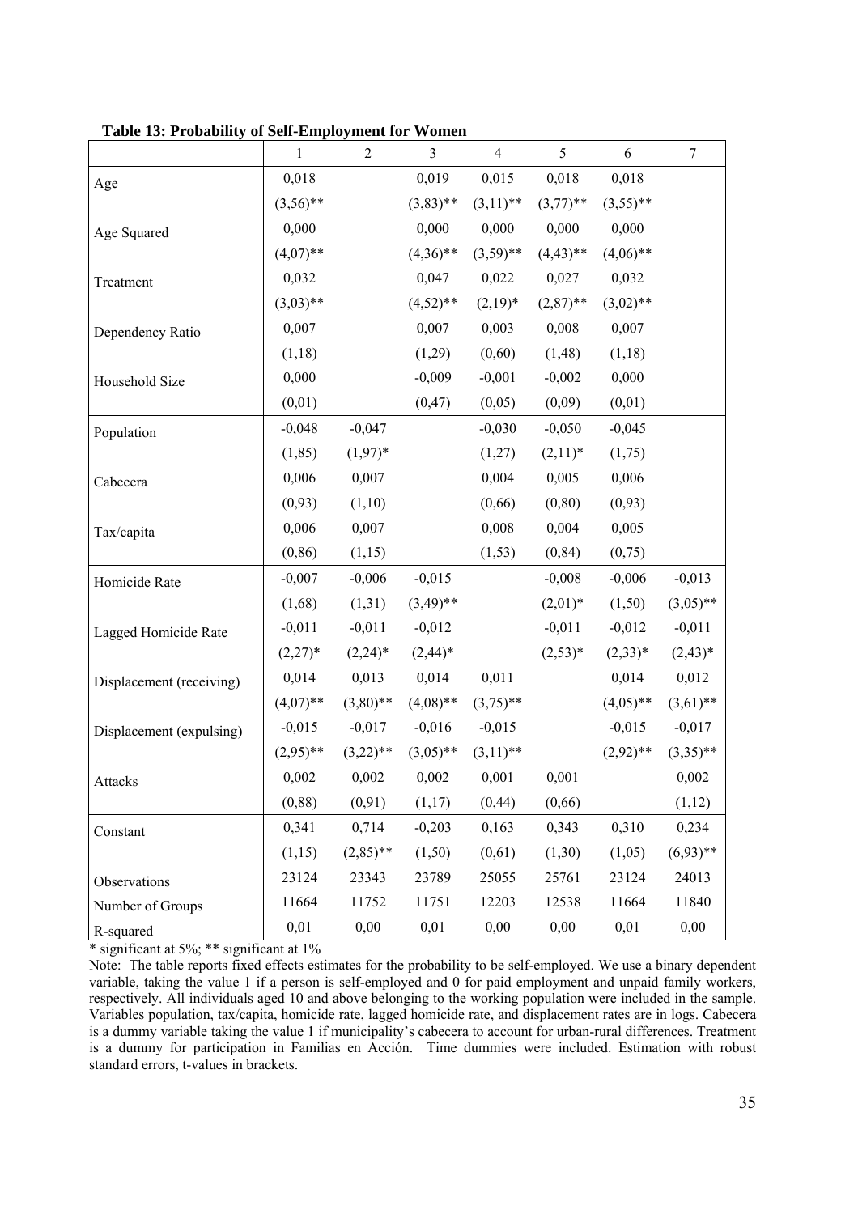**Table 13: Probability of Self-Employment for Women**

| | 1 | 2 | 3 | 4 | 5 | 6 | 7 |
|---|---|---|---|---|---|---|---|
| Age | 0,018 | | 0,019 | 0,015 | 0,018 | 0,018 | |
| | (3,56)** | | (3,83)** | (3,11)** | (3,77)** | (3,55)** | |
| Age Squared | 0,000 | | 0,000 | 0,000 | 0,000 | 0,000 | |
| | (4,07)** | | (4,36)** | (3,59)** | (4,43)** | (4,06)** | |
| Treatment | 0,032 | | 0,047 | 0,022 | 0,027 | 0,032 | |
| | (3,03)** | | (4,52)** | (2,19)* | (2,87)** | (3,02)** | |
| Dependency Ratio | 0,007 | | 0,007 | 0,003 | 0,008 | 0,007 | |
| | (1,18) | | (1,29) | (0,60) | (1,48) | (1,18) | |
| Household Size | 0,000 | | -0,009 | -0,001 | -0,002 | 0,000 | |
| | (0,01) | | (0,47) | (0,05) | (0,09) | (0,01) | |
| Population | -0,048 | -0,047 | | -0,030 | -0,050 | -0,045 | |
| | (1,85) | (1,97)* | | (1,27) | (2,11)* | (1,75) | |
| Cabecera | 0,006 | 0,007 | | 0,004 | 0,005 | 0,006 | |
| | (0,93) | (1,10) | | (0,66) | (0,80) | (0,93) | |
| Tax/capita | 0,006 | 0,007 | | 0,008 | 0,004 | 0,005 | |
| | (0,86) | (1,15) | | (1,53) | (0,84) | (0,75) | |
| Homicide Rate | -0,007 | -0,006 | -0,015 | | -0,008 | -0,006 | -0,013 |
| | (1,68) | (1,31) | (3,49)** | | (2,01)* | (1,50) | (3,05)** |
| Lagged Homicide Rate | -0,011 | -0,011 | -0,012 | | -0,011 | -0,012 | -0,011 |
| | (2,27)* | (2,24)* | (2,44)* | | (2,53)* | (2,33)* | (2,43)* |
| Displacement (receiving) | 0,014 | 0,013 | 0,014 | 0,011 | | 0,014 | 0,012 |
| | (4,07)** | (3,80)** | (4,08)** | (3,75)** | | (4,05)** | (3,61)** |
| Displacement (expulsing) | -0,015 | -0,017 | -0,016 | -0,015 | | -0,015 | -0,017 |
| | (2,95)** | (3,22)** | (3,05)** | (3,11)** | | (2,92)** | (3,35)** |
| Attacks | 0,002 | 0,002 | 0,002 | 0,001 | 0,001 | | 0,002 |
| | (0,88) | (0,91) | (1,17) | (0,44) | (0,66) | | (1,12) |
| Constant | 0,341 | 0,714 | -0,203 | 0,163 | 0,343 | 0,310 | 0,234 |
| | (1,15) | (2,85)** | (1,50) | (0,61) | (1,30) | (1,05) | (6,93)** |
| Observations | 23124 | 23343 | 23789 | 25055 | 25761 | 23124 | 24013 |
| Number of Groups | 11664 | 11752 | 11751 | 12203 | 12538 | 11664 | 11840 |
| R-squared | 0,01 | 0,00 | 0,01 | 0,00 | 0,00 | 0,01 | 0,00 |

* significant at 5%; ** significant at 1%

Note: The table reports fixed effects estimates for the probability to be self-employed. We use a binary dependent variable, taking the value 1 if a person is self-employed and 0 for paid employment and unpaid family workers, respectively. All individuals aged 10 and above belonging to the working population were included in the sample. Variables population, tax/capita, homicide rate, lagged homicide rate, and displacement rates are in logs. Cabecera is a dummy variable taking the value 1 if municipality's cabecera to account for urban-rural differences. Treatment is a dummy for participation in Familias en Acción. Time dummies were included. Estimation with robust standard errors, t-values in brackets.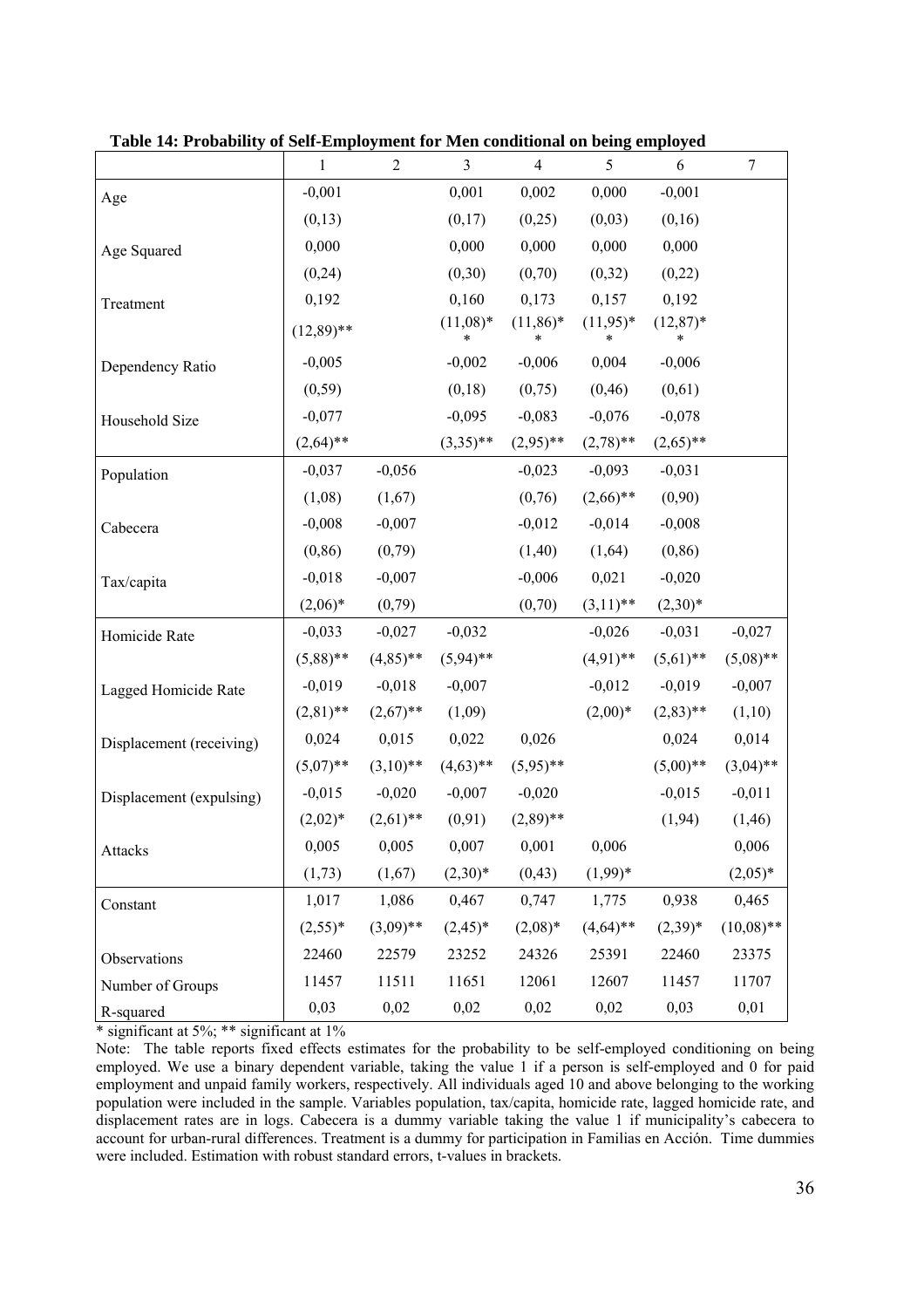**Table 14: Probability of Self-Employment for Men conditional on being employed**

| | 1 | 2 | 3 | 4 | 5 | 6 | 7 |
|---|---|---|---|---|---|---|---|
| Age | -0,001 | | 0,001 | 0,002 | 0,000 | -0,001 | |
| | (0,13) | | (0,17) | (0,25) | (0,03) | (0,16) | |
| Age Squared | 0,000 | | 0,000 | 0,000 | 0,000 | 0,000 | |
| | (0,24) | | (0,30) | (0,70) | (0,32) | (0,22) | |
| Treatment | 0,192 | | 0,160 | 0,173 | 0,157 | 0,192 | |
| | (12,89)** | | (11,08)** | (11,86)** | (11,95)** | (12,87)** | |
| Dependency Ratio | -0,005 | | -0,002 | -0,006 | 0,004 | -0,006 | |
| | (0,59) | | (0,18) | (0,75) | (0,46) | (0,61) | |
| Household Size | -0,077 | | -0,095 | -0,083 | -0,076 | -0,078 | |
| | (2,64)** | | (3,35)** | (2,95)** | (2,78)** | (2,65)** | |
| Population | -0,037 | -0,056 | | -0,023 | -0,093 | -0,031 | |
| | (1,08) | (1,67) | | (0,76) | (2,66)** | (0,90) | |
| Cabecera | -0,008 | -0,007 | | -0,012 | -0,014 | -0,008 | |
| | (0,86) | (0,79) | | (1,40) | (1,64) | (0,86) | |
| Tax/capita | -0,018 | -0,007 | | -0,006 | 0,021 | -0,020 | |
| | (2,06)* | (0,79) | | (0,70) | (3,11)** | (2,30)* | |
| Homicide Rate | -0,033 | -0,027 | -0,032 | | -0,026 | -0,031 | -0,027 |
| | (5,88)** | (4,85)** | (5,94)** | | (4,91)** | (5,61)** | (5,08)** |
| Lagged Homicide Rate | -0,019 | -0,018 | -0,007 | | -0,012 | -0,019 | -0,007 |
| | (2,81)** | (2,67)** | (1,09) | | (2,00)* | (2,83)** | (1,10) |
| Displacement (receiving) | 0,024 | 0,015 | 0,022 | 0,026 | | 0,024 | 0,014 |
| | (5,07)** | (3,10)** | (4,63)** | (5,95)** | | (5,00)** | (3,04)** |
| Displacement (expulsing) | -0,015 | -0,020 | -0,007 | -0,020 | | -0,015 | -0,011 |
| | (2,02)* | (2,61)** | (0,91) | (2,89)** | | (1,94) | (1,46) |
| Attacks | 0,005 | 0,005 | 0,007 | 0,001 | 0,006 | | 0,006 |
| | (1,73) | (1,67) | (2,30)* | (0,43) | (1,99)* | | (2,05)* |
| Constant | 1,017 | 1,086 | 0,467 | 0,747 | 1,775 | 0,938 | 0,465 |
| | (2,55)* | (3,09)** | (2,45)* | (2,08)* | (4,64)** | (2,39)* | (10,08)** |
| Observations | 22460 | 22579 | 23252 | 24326 | 25391 | 22460 | 23375 |
| Number of Groups | 11457 | 11511 | 11651 | 12061 | 12607 | 11457 | 11707 |
| R-squared | 0,03 | 0,02 | 0,02 | 0,02 | 0,02 | 0,03 | 0,01 |

* significant at 5%; ** significant at 1%

Note: The table reports fixed effects estimates for the probability to be self-employed conditioning on being employed. We use a binary dependent variable, taking the value 1 if a person is self-employed and 0 for paid employment and unpaid family workers, respectively. All individuals aged 10 and above belonging to the working population were included in the sample. Variables population, tax/capita, homicide rate, lagged homicide rate, and displacement rates are in logs. Cabecera is a dummy variable taking the value 1 if municipality's cabecera to account for urban-rural differences. Treatment is a dummy for participation in Familias en Acción. Time dummies were included. Estimation with robust standard errors, t-values in brackets.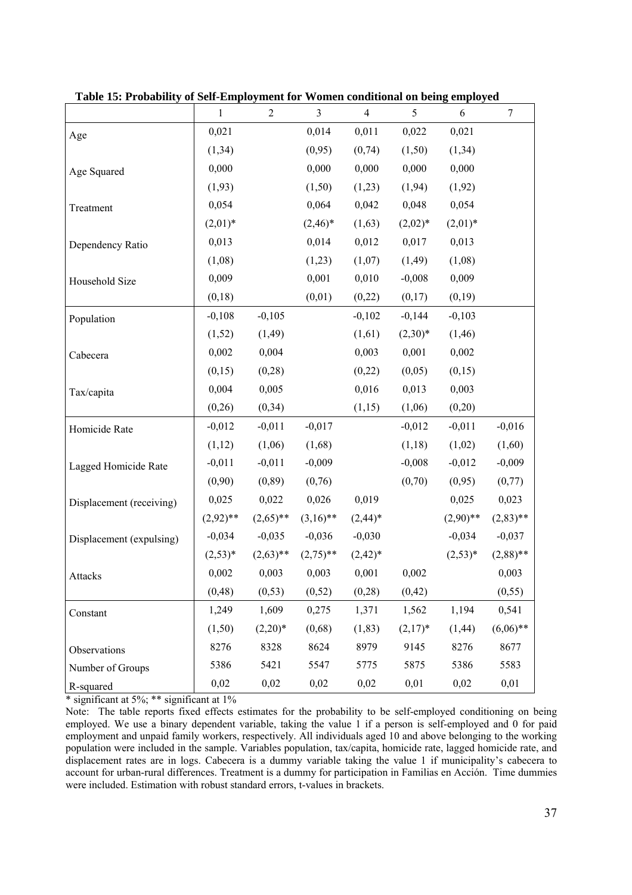**Table 15: Probability of Self-Employment for Women conditional on being employed**

| | 1 | 2 | 3 | 4 | 5 | 6 | 7 |
|---|---|---|---|---|---|---|---|
| Age | 0,021 | | 0,014 | 0,011 | 0,022 | 0,021 | |
| | (1,34) | | (0,95) | (0,74) | (1,50) | (1,34) | |
| Age Squared | 0,000 | | 0,000 | 0,000 | 0,000 | 0,000 | |
| | (1,93) | | (1,50) | (1,23) | (1,94) | (1,92) | |
| Treatment | 0,054 | | 0,064 | 0,042 | 0,048 | 0,054 | |
| | (2,01)* | | (2,46)* | (1,63) | (2,02)* | (2,01)* | |
| Dependency Ratio | 0,013 | | 0,014 | 0,012 | 0,017 | 0,013 | |
| | (1,08) | | (1,23) | (1,07) | (1,49) | (1,08) | |
| Household Size | 0,009 | | 0,001 | 0,010 | -0,008 | 0,009 | |
| | (0,18) | | (0,01) | (0,22) | (0,17) | (0,19) | |
| Population | -0,108 | -0,105 | | -0,102 | -0,144 | -0,103 | |
| | (1,52) | (1,49) | | (1,61) | (2,30)* | (1,46) | |
| Cabecera | 0,002 | 0,004 | | 0,003 | 0,001 | 0,002 | |
| | (0,15) | (0,28) | | (0,22) | (0,05) | (0,15) | |
| Tax/capita | 0,004 | 0,005 | | 0,016 | 0,013 | 0,003 | |
| | (0,26) | (0,34) | | (1,15) | (1,06) | (0,20) | |
| Homicide Rate | -0,012 | -0,011 | -0,017 | | -0,012 | -0,011 | -0,016 |
| | (1,12) | (1,06) | (1,68) | | (1,18) | (1,02) | (1,60) |
| Lagged Homicide Rate | -0,011 | -0,011 | -0,009 | | -0,008 | -0,012 | -0,009 |
| | (0,90) | (0,89) | (0,76) | | (0,70) | (0,95) | (0,77) |
| Displacement (receiving) | 0,025 | 0,022 | 0,026 | 0,019 | | 0,025 | 0,023 |
| | (2,92)** | (2,65)** | (3,16)** | (2,44)* | | (2,90)** | (2,83)** |
| Displacement (expulsing) | -0,034 | -0,035 | -0,036 | -0,030 | | -0,034 | -0,037 |
| | (2,53)* | (2,63)** | (2,75)** | (2,42)* | | (2,53)* | (2,88)** |
| Attacks | 0,002 | 0,003 | 0,003 | 0,001 | 0,002 | | 0,003 |
| | (0,48) | (0,53) | (0,52) | (0,28) | (0,42) | | (0,55) |
| Constant | 1,249 | 1,609 | 0,275 | 1,371 | 1,562 | 1,194 | 0,541 |
| | (1,50) | (2,20)* | (0,68) | (1,83) | (2,17)* | (1,44) | (6,06)** |
| Observations | 8276 | 8328 | 8624 | 8979 | 9145 | 8276 | 8677 |
| Number of Groups | 5386 | 5421 | 5547 | 5775 | 5875 | 5386 | 5583 |
| R-squared | 0,02 | 0,02 | 0,02 | 0,02 | 0,01 | 0,02 | 0,01 |

* significant at 5%; ** significant at 1%

Note: The table reports fixed effects estimates for the probability to be self-employed conditioning on being employed. We use a binary dependent variable, taking the value 1 if a person is self-employed and 0 for paid employment and unpaid family workers, respectively. All individuals aged 10 and above belonging to the working population were included in the sample. Variables population, tax/capita, homicide rate, lagged homicide rate, and displacement rates are in logs. Cabecera is a dummy variable taking the value 1 if municipality's cabecera to account for urban-rural differences. Treatment is a dummy for participation in Familias en Acción. Time dummies were included. Estimation with robust standard errors, t-values in brackets.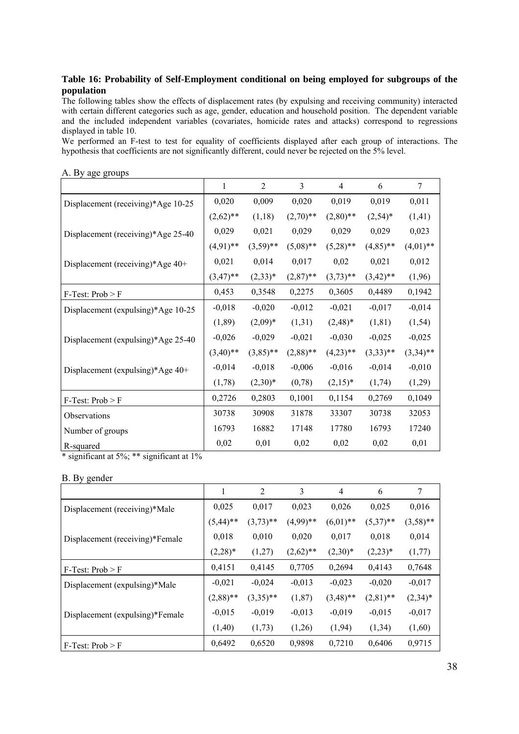**Table 16: Probability of Self-Employment conditional on being employed for subgroups of the population**

The following tables show the effects of displacement rates (by expulsing and receiving community) interacted with certain different categories such as age, gender, education and household position. The dependent variable and the included independent variables (covariates, homicide rates and attacks) correspond to regressions displayed in table 10.

We performed an F-test to test for equality of coefficients displayed after each group of interactions. The hypothesis that coefficients are not significantly different, could never be rejected on the 5% level.

A. By age groups

| | 1 | 2 | 3 | 4 | 6 | 7 |
|---|---|---|---|---|---|---|
| Displacement (receiving)*Age 10-25 | 0,020 | 0,009 | 0,020 | 0,019 | 0,019 | 0,011 |
| | (2,62)** | (1,18) | (2,70)** | (2,80)** | (2,54)* | (1,41) |
| Displacement (receiving)*Age 25-40 | 0,029 | 0,021 | 0,029 | 0,029 | 0,029 | 0,023 |
| | (4,91)** | (3,59)** | (5,08)** | (5,28)** | (4,85)** | (4,01)** |
| Displacement (receiving)*Age 40+ | 0,021 | 0,014 | 0,017 | 0,02 | 0,021 | 0,012 |
| | (3,47)** | (2,33)* | (2,87)** | (3,73)** | (3,42)** | (1,96) |
| F-Test: Prob > F | 0,453 | 0,3548 | 0,2275 | 0,3605 | 0,4489 | 0,1942 |
| Displacement (expulsing)*Age 10-25 | -0,018 | -0,020 | -0,012 | -0,021 | -0,017 | -0,014 |
| | (1,89) | (2,09)* | (1,31) | (2,48)* | (1,81) | (1,54) |
| Displacement (expulsing)*Age 25-40 | -0,026 | -0,029 | -0,021 | -0,030 | -0,025 | -0,025 |
| | (3,40)** | (3,85)** | (2,88)** | (4,23)** | (3,33)** | (3,34)** |
| Displacement (expulsing)*Age 40+ | -0,014 | -0,018 | -0,006 | -0,016 | -0,014 | -0,010 |
| | (1,78) | (2,30)* | (0,78) | (2,15)* | (1,74) | (1,29) |
| F-Test: Prob > F | 0,2726 | 0,2803 | 0,1001 | 0,1154 | 0,2769 | 0,1049 |
| Observations | 30738 | 30908 | 31878 | 33307 | 30738 | 32053 |
| Number of groups | 16793 | 16882 | 17148 | 17780 | 16793 | 17240 |
| R-squared | 0,02 | 0,01 | 0,02 | 0,02 | 0,02 | 0,01 |

\* significant at 5%; ** significant at 1%

B. By gender

| | 1 | 2 | 3 | 4 | 6 | 7 |
|---|---|---|---|---|---|---|
| Displacement (receiving)*Male | 0,025 | 0,017 | 0,023 | 0,026 | 0,025 | 0,016 |
| | (5,44)** | (3,73)** | (4,99)** | (6,01)** | (5,37)** | (3,58)** |
| Displacement (receiving)*Female | 0,018 | 0,010 | 0,020 | 0,017 | 0,018 | 0,014 |
| | (2,28)* | (1,27) | (2,62)** | (2,30)* | (2,23)* | (1,77) |
| F-Test: Prob > F | 0,4151 | 0,4145 | 0,7705 | 0,2694 | 0,4143 | 0,7648 |
| Displacement (expulsing)*Male | -0,021 | -0,024 | -0,013 | -0,023 | -0,020 | -0,017 |
| | (2,88)** | (3,35)** | (1,87) | (3,48)** | (2,81)** | (2,34)* |
| Displacement (expulsing)*Female | -0,015 | -0,019 | -0,013 | -0,019 | -0,015 | -0,017 |
| | (1,40) | (1,73) | (1,26) | (1,94) | (1,34) | (1,60) |
| F-Test: Prob > F | 0,6492 | 0,6520 | 0,9898 | 0,7210 | 0,6406 | 0,9715 |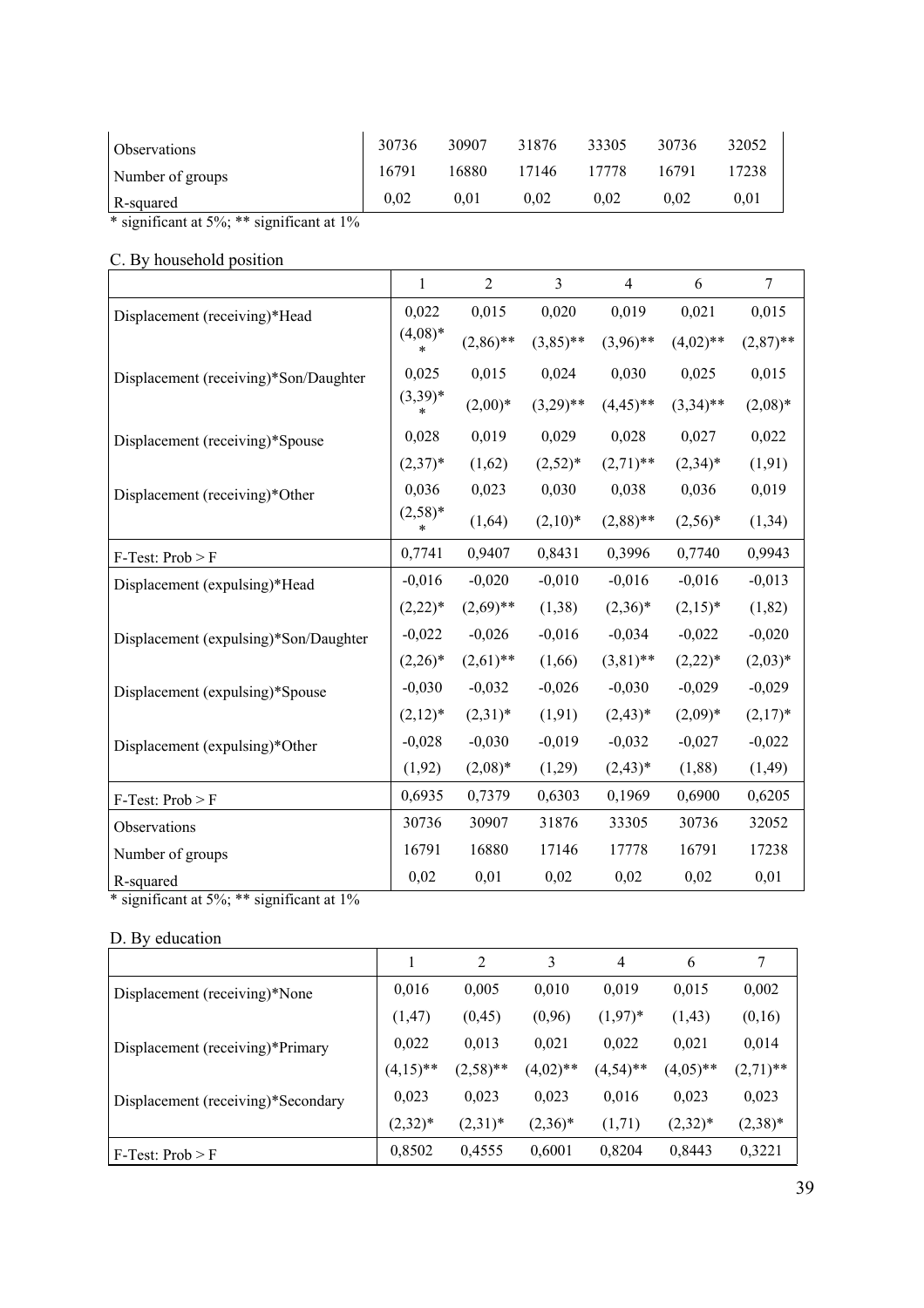| | | | | | | |
|---|---|---|---|---|---|---|
| Observations | 30736 | 30907 | 31876 | 33305 | 30736 | 32052 |
| Number of groups | 16791 | 16880 | 17146 | 17778 | 16791 | 17238 |
| R-squared | 0,02 | 0,01 | 0,02 | 0,02 | 0,02 | 0,01 |

* significant at 5%; ** significant at 1%

C. By household position

| | 1 | 2 | 3 | 4 | 6 | 7 |
|---|---|---|---|---|---|---|
| Displacement (receiving)*Head | 0,022 | 0,015 | 0,020 | 0,019 | 0,021 | 0,015 |
| | (4,08)** | (2,86)** | (3,85)** | (3,96)** | (4,02)** | (2,87)** |
| Displacement (receiving)*Son/Daughter | 0,025 | 0,015 | 0,024 | 0,030 | 0,025 | 0,015 |
| | (3,39)** | (2,00)* | (3,29)** | (4,45)** | (3,34)** | (2,08)* |
| Displacement (receiving)*Spouse | 0,028 | 0,019 | 0,029 | 0,028 | 0,027 | 0,022 |
| | (2,37)* | (1,62) | (2,52)* | (2,71)** | (2,34)* | (1,91) |
| Displacement (receiving)*Other | 0,036 | 0,023 | 0,030 | 0,038 | 0,036 | 0,019 |
| | (2,58)** | (1,64) | (2,10)* | (2,88)** | (2,56)* | (1,34) |
| F-Test: Prob > F | 0,7741 | 0,9407 | 0,8431 | 0,3996 | 0,7740 | 0,9943 |
| Displacement (expulsing)*Head | -0,016 | -0,020 | -0,010 | -0,016 | -0,016 | -0,013 |
| | (2,22)* | (2,69)** | (1,38) | (2,36)* | (2,15)* | (1,82) |
| Displacement (expulsing)*Son/Daughter | -0,022 | -0,026 | -0,016 | -0,034 | -0,022 | -0,020 |
| | (2,26)* | (2,61)** | (1,66) | (3,81)** | (2,22)* | (2,03)* |
| Displacement (expulsing)*Spouse | -0,030 | -0,032 | -0,026 | -0,030 | -0,029 | -0,029 |
| | (2,12)* | (2,31)* | (1,91) | (2,43)* | (2,09)* | (2,17)* |
| Displacement (expulsing)*Other | -0,028 | -0,030 | -0,019 | -0,032 | -0,027 | -0,022 |
| | (1,92) | (2,08)* | (1,29) | (2,43)* | (1,88) | (1,49) |
| F-Test: Prob > F | 0,6935 | 0,7379 | 0,6303 | 0,1969 | 0,6900 | 0,6205 |
| Observations | 30736 | 30907 | 31876 | 33305 | 30736 | 32052 |
| Number of groups | 16791 | 16880 | 17146 | 17778 | 16791 | 17238 |
| R-squared | 0,02 | 0,01 | 0,02 | 0,02 | 0,02 | 0,01 |

* significant at 5%; ** significant at 1%

D. By education

| | 1 | 2 | 3 | 4 | 6 | 7 |
|---|---|---|---|---|---|---|
| Displacement (receiving)*None | 0,016 | 0,005 | 0,010 | 0,019 | 0,015 | 0,002 |
| | (1,47) | (0,45) | (0,96) | (1,97)* | (1,43) | (0,16) |
| Displacement (receiving)*Primary | 0,022 | 0,013 | 0,021 | 0,022 | 0,021 | 0,014 |
| | (4,15)** | (2,58)** | (4,02)** | (4,54)** | (4,05)** | (2,71)** |
| Displacement (receiving)*Secondary | 0,023 | 0,023 | 0,023 | 0,016 | 0,023 | 0,023 |
| | (2,32)* | (2,31)* | (2,36)* | (1,71) | (2,32)* | (2,38)* |
| F-Test: Prob > F | 0,8502 | 0,4555 | 0,6001 | 0,8204 | 0,8443 | 0,3221 |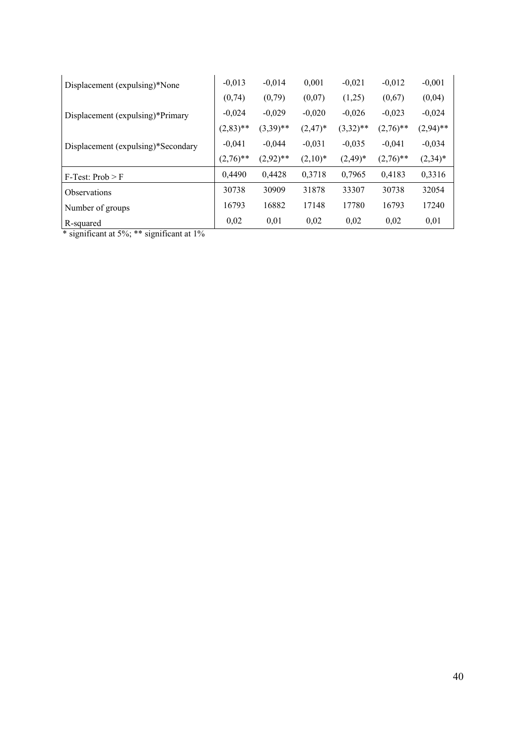| | | | | | | |
|---|---|---|---|---|---|---|
| Displacement (expulsing)*None | -0,013 | -0,014 | 0,001 | -0,021 | -0,012 | -0,001 |
| | (0,74) | (0,79) | (0,07) | (1,25) | (0,67) | (0,04) |
| Displacement (expulsing)*Primary | -0,024 | -0,029 | -0,020 | -0,026 | -0,023 | -0,024 |
| | (2,83)** | (3,39)** | (2,47)* | (3,32)** | (2,76)** | (2,94)** |
| Displacement (expulsing)*Secondary | -0,041 | -0,044 | -0,031 | -0,035 | -0,041 | -0,034 |
| | (2,76)** | (2,92)** | (2,10)* | (2,49)* | (2,76)** | (2,34)* |
| F-Test: Prob > F | 0,4490 | 0,4428 | 0,3718 | 0,7965 | 0,4183 | 0,3316 |
| Observations | 30738 | 30909 | 31878 | 33307 | 30738 | 32054 |
| Number of groups | 16793 | 16882 | 17148 | 17780 | 16793 | 17240 |
| R-squared | 0,02 | 0,01 | 0,02 | 0,02 | 0,02 | 0,01 |

* significant at 5%; ** significant at 1%